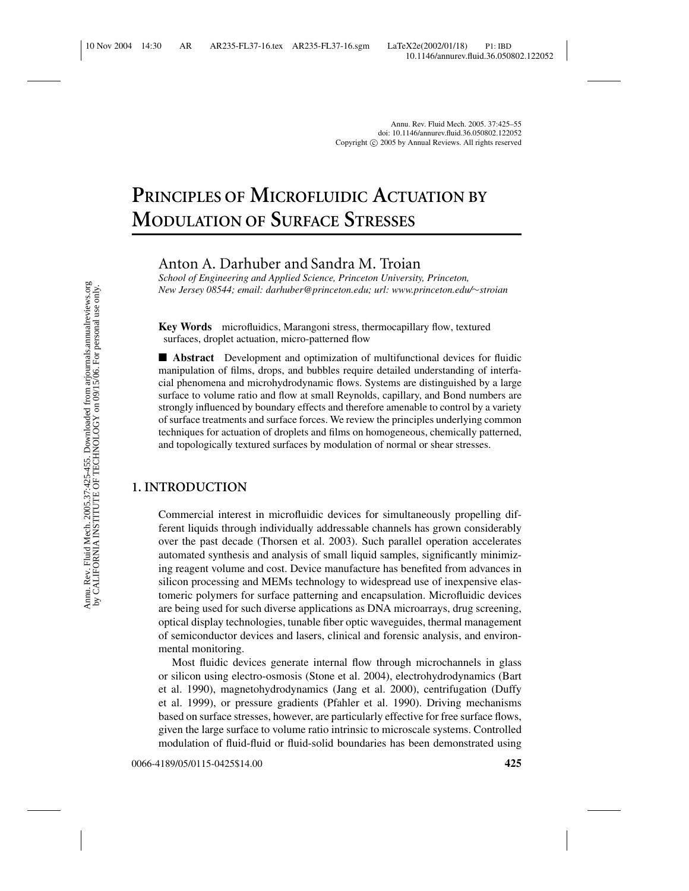# PRINCIPLES OF MICROFLUIDIC ACTUATION BY MODULATION OF SURFACE STRESSES

Anton A. Darhuber and Sandra M. Troian

*School of Engineering and Applied Science, Princeton University, Princeton, New Jersey 08544; email: darhuber@princeton.edu; url: www.princeton.edu/~stroian*

**Key Words** microfluidics, Marangoni stress, thermocapillary flow, textured surfaces, droplet actuation, micro-patterned flow

■ **Abstract** Development and optimization of multifunctional devices for fluidic manipulation of films, drops, and bubbles require detailed understanding of interfacial phenomena and microhydrodynamic flows. Systems are distinguished by a large surface to volume ratio and flow at small Reynolds, capillary, and Bond numbers are strongly influenced by boundary effects and therefore amenable to control by a variety of surface treatments and surface forces. We review the principles underlying common techniques for actuation of droplets and films on homogeneous, chemically patterned, and topologically textured surfaces by modulation of normal or shear stresses.

## 1. INTRODUCTION

Commercial interest in microfluidic devices for simultaneously propelling different liquids through individually addressable channels has grown considerably over the past decade (Thorsen et al. 2003). Such parallel operation accelerates automated synthesis and analysis of small liquid samples, significantly minimizing reagent volume and cost. Device manufacture has benefited from advances in silicon processing and MEMs technology to widespread use of inexpensive elastomeric polymers for surface patterning and encapsulation. Microfluidic devices are being used for such diverse applications as DNA microarrays, drug screening, optical display technologies, tunable fiber optic waveguides, thermal management of semiconductor devices and lasers, clinical and forensic analysis, and environmental monitoring.

Most fluidic devices generate internal flow through microchannels in glass or silicon using electro-osmosis (Stone et al. 2004), electrohydrodynamics (Bart et al. 1990), magnetohydrodynamics (Jang et al. 2000), centrifugation (Duffy et al. 1999), or pressure gradients (Pfahler et al. 1990). Driving mechanisms based on surface stresses, however, are particularly effective for free surface flows, given the large surface to volume ratio intrinsic to microscale systems. Controlled modulation of fluid-fluid or fluid-solid boundaries has been demonstrated using

0066-4189/05/0115-0425$14.00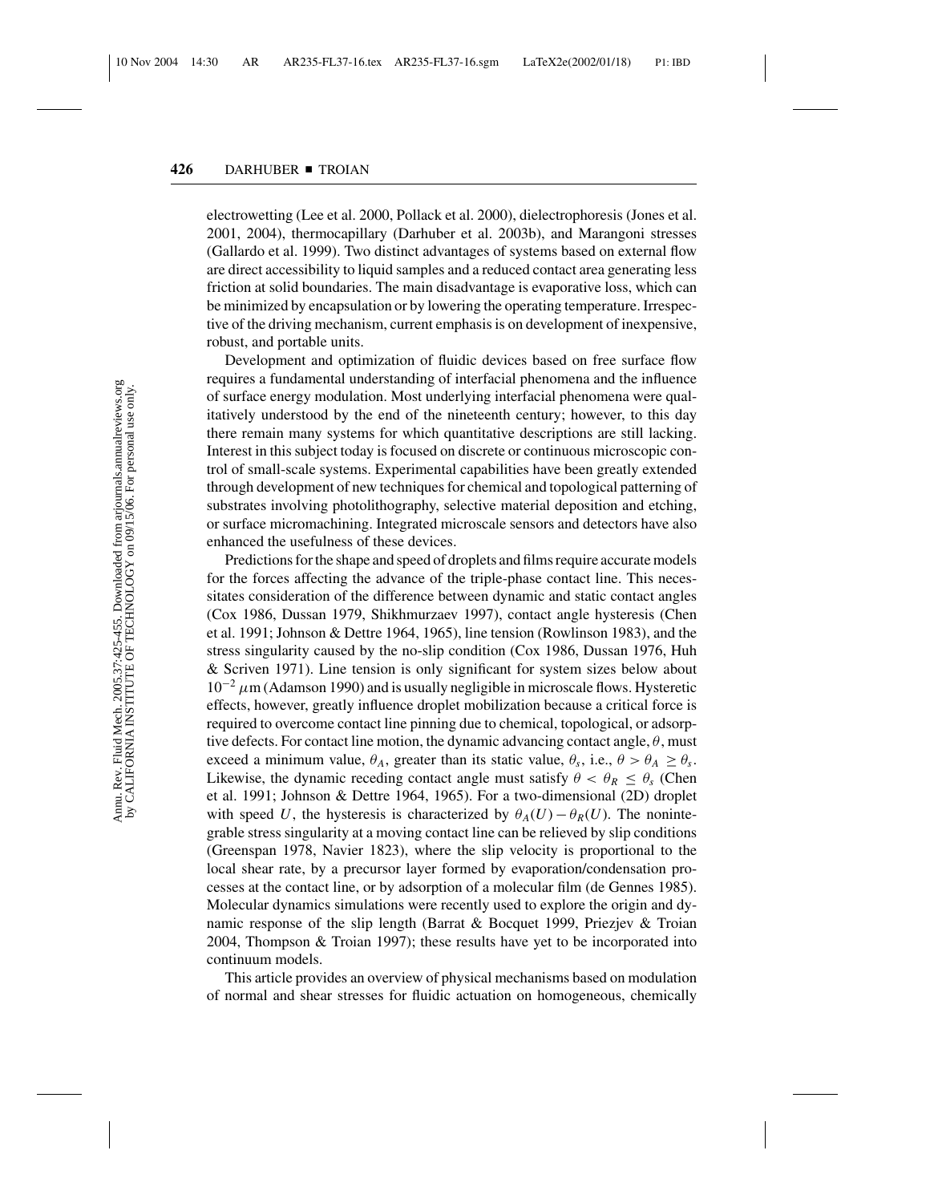electrowetting (Lee et al. 2000, Pollack et al. 2000), dielectrophoresis (Jones et al. 2001, 2004), thermocapillary (Darhuber et al. 2003b), and Marangoni stresses (Gallardo et al. 1999). Two distinct advantages of systems based on external flow are direct accessibility to liquid samples and a reduced contact area generating less friction at solid boundaries. The main disadvantage is evaporative loss, which can be minimized by encapsulation or by lowering the operating temperature. Irrespective of the driving mechanism, current emphasis is on development of inexpensive, robust, and portable units.

Development and optimization of fluidic devices based on free surface flow requires a fundamental understanding of interfacial phenomena and the influence of surface energy modulation. Most underlying interfacial phenomena were qualitatively understood by the end of the nineteenth century; however, to this day there remain many systems for which quantitative descriptions are still lacking. Interest in this subject today is focused on discrete or continuous microscopic control of small-scale systems. Experimental capabilities have been greatly extended through development of new techniques for chemical and topological patterning of substrates involving photolithography, selective material deposition and etching, or surface micromachining. Integrated microscale sensors and detectors have also enhanced the usefulness of these devices.

Predictions for the shape and speed of droplets and films require accurate models for the forces affecting the advance of the triple-phase contact line. This necessitates consideration of the difference between dynamic and static contact angles (Cox 1986, Dussan 1979, Shikhmurzaev 1997), contact angle hysteresis (Chen et al. 1991; Johnson & Dettre 1964, 1965), line tension (Rowlinson 1983), and the stress singularity caused by the no-slip condition (Cox 1986, Dussan 1976, Huh & Scriven 1971). Line tension is only significant for system sizes below about $10^{-2}\,\mu$m (Adamson 1990) and is usually negligible in microscale flows. Hysteretic effects, however, greatly influence droplet mobilization because a critical force is required to overcome contact line pinning due to chemical, topological, or adsorptive defects. For contact line motion, the dynamic advancing contact angle, $\theta$, must exceed a minimum value, $\theta_A$, greater than its static value, $\theta_s$, i.e., $\theta > \theta_A \geq \theta_s$. Likewise, the dynamic receding contact angle must satisfy $\theta < \theta_R \leq \theta_s$ (Chen et al. 1991; Johnson & Dettre 1964, 1965). For a two-dimensional (2D) droplet with speed $U$, the hysteresis is characterized by $\theta_A(U) - \theta_R(U)$. The nonintegrable stress singularity at a moving contact line can be relieved by slip conditions (Greenspan 1978, Navier 1823), where the slip velocity is proportional to the local shear rate, by a precursor layer formed by evaporation/condensation processes at the contact line, or by adsorption of a molecular film (de Gennes 1985). Molecular dynamics simulations were recently used to explore the origin and dynamic response of the slip length (Barrat & Bocquet 1999, Priezjev & Troian 2004, Thompson & Troian 1997); these results have yet to be incorporated into continuum models.

This article provides an overview of physical mechanisms based on modulation of normal and shear stresses for fluidic actuation on homogeneous, chemically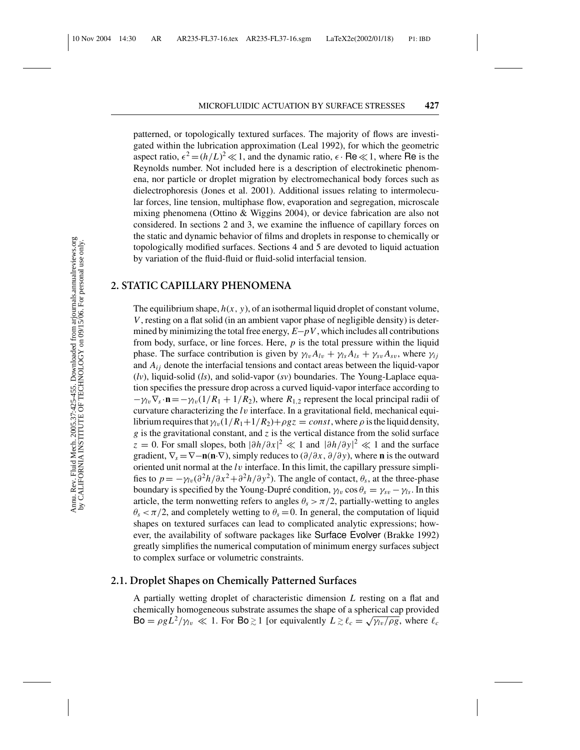patterned, or topologically textured surfaces. The majority of flows are investigated within the lubrication approximation (Leal 1992), for which the geometric aspect ratio, $\epsilon^2 = (h/L)^2 \ll 1$, and the dynamic ratio, $\epsilon \cdot \mathsf{Re} \ll 1$, where $\mathsf{Re}$ is the Reynolds number. Not included here is a description of electrokinetic phenomena, nor particle or droplet migration by electromechanical body forces such as dielectrophoresis (Jones et al. 2001). Additional issues relating to intermolecular forces, line tension, multiphase flow, evaporation and segregation, microscale mixing phenomena (Ottino & Wiggins 2004), or device fabrication are also not considered. In sections 2 and 3, we examine the influence of capillary forces on the static and dynamic behavior of films and droplets in response to chemically or topologically modified surfaces. Sections 4 and 5 are devoted to liquid actuation by variation of the fluid-fluid or fluid-solid interfacial tension.

## 2. STATIC CAPILLARY PHENOMENA

The equilibrium shape, $h(x, y)$, of an isothermal liquid droplet of constant volume, $V$, resting on a flat solid (in an ambient vapor phase of negligible density) is determined by minimizing the total free energy, $E - pV$, which includes all contributions from body, surface, or line forces. Here, $p$ is the total pressure within the liquid phase. The surface contribution is given by $\gamma_{lv} A_{lv} + \gamma_{ls} A_{ls} + \gamma_{sv} A_{sv}$, where $\gamma_{ij}$ and $A_{ij}$ denote the interfacial tensions and contact areas between the liquid-vapor ($lv$), liquid-solid ($ls$), and solid-vapor ($sv$) boundaries. The Young-Laplace equation specifies the pressure drop across a curved liquid-vapor interface according to $-\gamma_{lv} \nabla_s \cdot \mathbf{n} = -\gamma_{lv}(1/R_1 + 1/R_2)$, where $R_{1,2}$ represent the local principal radii of curvature characterizing the $lv$ interface. In a gravitational field, mechanical equilibrium requires that $\gamma_{lv}(1/R_1 + 1/R_2) + \rho g z = const$, where $\rho$ is the liquid density, $g$ is the gravitational constant, and $z$ is the vertical distance from the solid surface $z = 0$. For small slopes, both $|\partial h/\partial x|^2 \ll 1$ and $|\partial h/\partial y|^2 \ll 1$ and the surface gradient, $\nabla_s = \nabla - \mathbf{n}(\mathbf{n} \cdot \nabla)$, simply reduces to $(\partial/\partial x, \partial/\partial y)$, where $\mathbf{n}$ is the outward oriented unit normal at the $lv$ interface. In this limit, the capillary pressure simplifies to $p = -\gamma_{lv}(\partial^2 h/\partial x^2 + \partial^2 h/\partial y^2)$. The angle of contact, $\theta_s$, at the three-phase boundary is specified by the Young-Dupré condition, $\gamma_{lv} \cos\theta_s = \gamma_{sv} - \gamma_{ls}$. In this article, the term nonwetting refers to angles $\theta_s > \pi/2$, partially-wetting to angles $\theta_s < \pi/2$, and completely wetting to $\theta_s = 0$. In general, the computation of liquid shapes on textured surfaces can lead to complicated analytic expressions; however, the availability of software packages like Surface Evolver (Brakke 1992) greatly simplifies the numerical computation of minimum energy surfaces subject to complex surface or volumetric constraints.

### 2.1. Droplet Shapes on Chemically Patterned Surfaces

A partially wetting droplet of characteristic dimension $L$ resting on a flat and chemically homogeneous substrate assumes the shape of a spherical cap provided $\mathsf{Bo} = \rho g L^2/\gamma_{lv} \ll 1$. For $\mathsf{Bo} \gtrsim 1$ [or equivalently $L \gtrsim \ell_c = \sqrt{\gamma_{lv}/\rho g}$, where $\ell_c$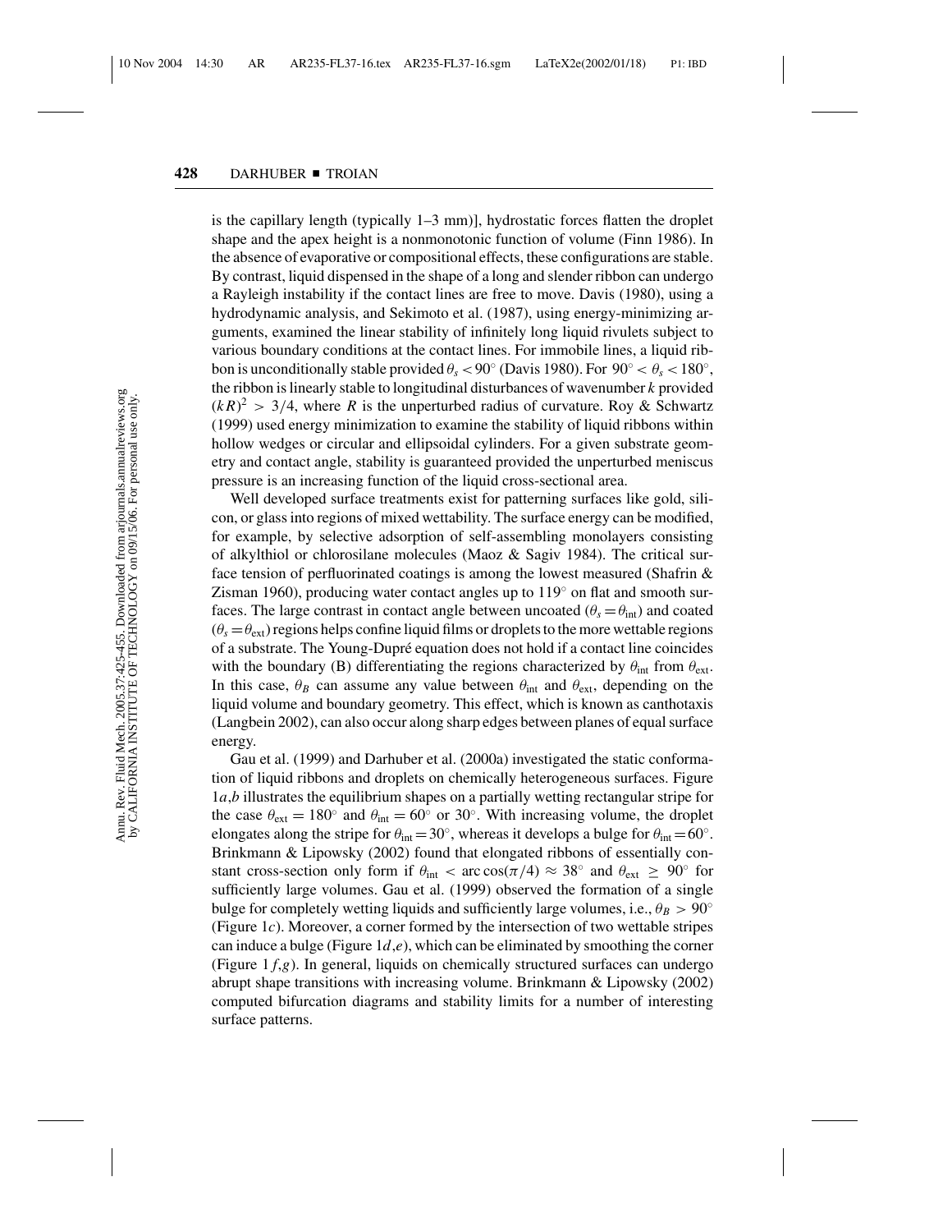is the capillary length (typically 1–3 mm)], hydrostatic forces flatten the droplet shape and the apex height is a nonmonotonic function of volume (Finn 1986). In the absence of evaporative or compositional effects, these configurations are stable. By contrast, liquid dispensed in the shape of a long and slender ribbon can undergo a Rayleigh instability if the contact lines are free to move. Davis (1980), using a hydrodynamic analysis, and Sekimoto et al. (1987), using energy-minimizing arguments, examined the linear stability of infinitely long liquid rivulets subject to various boundary conditions at the contact lines. For immobile lines, a liquid ribbon is unconditionally stable provided $\theta_s < 90^\circ$ (Davis 1980). For $90^\circ < \theta_s < 180^\circ$, the ribbon is linearly stable to longitudinal disturbances of wavenumber $k$ provided $(kR)^2 > 3/4$, where $R$ is the unperturbed radius of curvature. Roy & Schwartz (1999) used energy minimization to examine the stability of liquid ribbons within hollow wedges or circular and ellipsoidal cylinders. For a given substrate geometry and contact angle, stability is guaranteed provided the unperturbed meniscus pressure is an increasing function of the liquid cross-sectional area.

Well developed surface treatments exist for patterning surfaces like gold, silicon, or glass into regions of mixed wettability. The surface energy can be modified, for example, by selective adsorption of self-assembling monolayers consisting of alkylthiol or chlorosilane molecules (Maoz & Sagiv 1984). The critical surface tension of perfluorinated coatings is among the lowest measured (Shafrin & Zisman 1960), producing water contact angles up to $119^\circ$ on flat and smooth surfaces. The large contrast in contact angle between uncoated ($\theta_s = \theta_{\text{int}}$) and coated ($\theta_s = \theta_{\text{ext}}$) regions helps confine liquid films or droplets to the more wettable regions of a substrate. The Young-Dupré equation does not hold if a contact line coincides with the boundary (B) differentiating the regions characterized by $\theta_{\text{int}}$ from $\theta_{\text{ext}}$. In this case, $\theta_B$ can assume any value between $\theta_{\text{int}}$ and $\theta_{\text{ext}}$, depending on the liquid volume and boundary geometry. This effect, which is known as canthotaxis (Langbein 2002), can also occur along sharp edges between planes of equal surface energy.

Gau et al. (1999) and Darhuber et al. (2000a) investigated the static conformation of liquid ribbons and droplets on chemically heterogeneous surfaces. Figure 1*a*,*b* illustrates the equilibrium shapes on a partially wetting rectangular stripe for the case $\theta_{\text{ext}} = 180^\circ$ and $\theta_{\text{int}} = 60^\circ$ or $30^\circ$. With increasing volume, the droplet elongates along the stripe for $\theta_{\text{int}} = 30^\circ$, whereas it develops a bulge for $\theta_{\text{int}} = 60^\circ$. Brinkmann & Lipowsky (2002) found that elongated ribbons of essentially constant cross-section only form if $\theta_{\text{int}} < \arccos(\pi/4) \approx 38^\circ$ and $\theta_{\text{ext}} \geq 90^\circ$ for sufficiently large volumes. Gau et al. (1999) observed the formation of a single bulge for completely wetting liquids and sufficiently large volumes, i.e., $\theta_B > 90^\circ$ (Figure 1*c*). Moreover, a corner formed by the intersection of two wettable stripes can induce a bulge (Figure 1*d*,*e*), which can be eliminated by smoothing the corner (Figure 1*f*,*g*). In general, liquids on chemically structured surfaces can undergo abrupt shape transitions with increasing volume. Brinkmann & Lipowsky (2002) computed bifurcation diagrams and stability limits for a number of interesting surface patterns.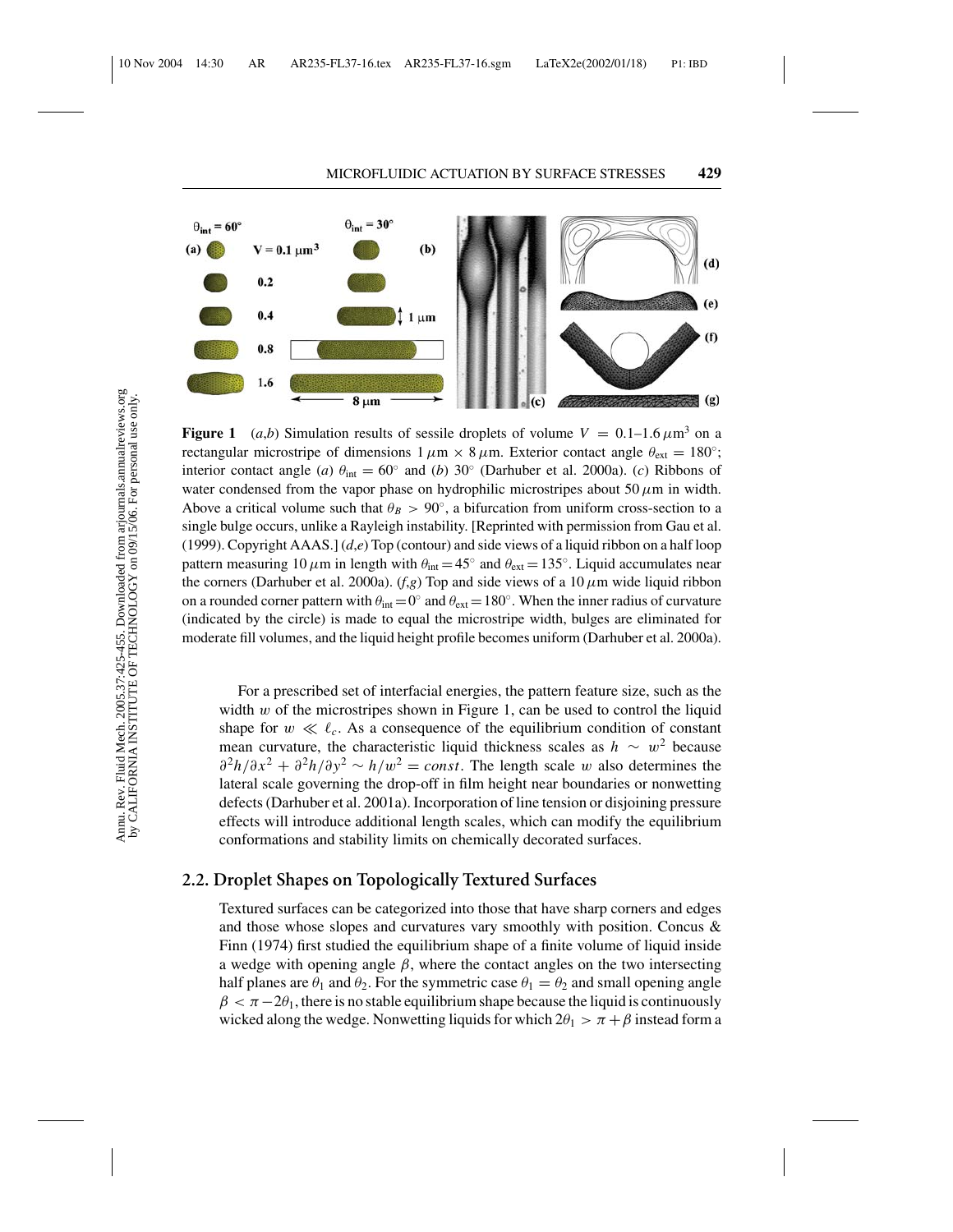**Figure 1** (*a,b*) Simulation results of sessile droplets of volume $V = 0.1$–$1.6\,\mu\text{m}^3$ on a rectangular microstripe of dimensions $1\,\mu\text{m} \times 8\,\mu\text{m}$. Exterior contact angle $\theta_{\text{ext}} = 180^\circ$; interior contact angle (*a*) $\theta_{\text{int}} = 60^\circ$ and (*b*) $30^\circ$ (Darhuber et al. 2000a). (*c*) Ribbons of water condensed from the vapor phase on hydrophilic microstripes about $50\,\mu\text{m}$ in width. Above a critical volume such that $\theta_B > 90^\circ$, a bifurcation from uniform cross-section to a single bulge occurs, unlike a Rayleigh instability. [Reprinted with permission from Gau et al. (1999). Copyright AAAS.] (*d,e*) Top (contour) and side views of a liquid ribbon on a half loop pattern measuring $10\,\mu\text{m}$ in length with $\theta_{\text{int}} = 45^\circ$ and $\theta_{\text{ext}} = 135^\circ$. Liquid accumulates near the corners (Darhuber et al. 2000a). (*f,g*) Top and side views of a $10\,\mu\text{m}$ wide liquid ribbon on a rounded corner pattern with $\theta_{\text{int}} = 0^\circ$ and $\theta_{\text{ext}} = 180^\circ$. When the inner radius of curvature (indicated by the circle) is made to equal the microstripe width, bulges are eliminated for moderate fill volumes, and the liquid height profile becomes uniform (Darhuber et al. 2000a).

For a prescribed set of interfacial energies, the pattern feature size, such as the width $w$ of the microstripes shown in Figure 1, can be used to control the liquid shape for $w \ll \ell_c$. As a consequence of the equilibrium condition of constant mean curvature, the characteristic liquid thickness scales as $h \sim w^2$ because $\partial^2 h/\partial x^2 + \partial^2 h/\partial y^2 \sim h/w^2 = const$. The length scale $w$ also determines the lateral scale governing the drop-off in film height near boundaries or nonwetting defects (Darhuber et al. 2001a). Incorporation of line tension or disjoining pressure effects will introduce additional length scales, which can modify the equilibrium conformations and stability limits on chemically decorated surfaces.

## 2.2. Droplet Shapes on Topologically Textured Surfaces

Textured surfaces can be categorized into those that have sharp corners and edges and those whose slopes and curvatures vary smoothly with position. Concus & Finn (1974) first studied the equilibrium shape of a finite volume of liquid inside a wedge with opening angle $\beta$, where the contact angles on the two intersecting half planes are $\theta_1$ and $\theta_2$. For the symmetric case $\theta_1 = \theta_2$ and small opening angle $\beta < \pi - 2\theta_1$, there is no stable equilibrium shape because the liquid is continuously wicked along the wedge. Nonwetting liquids for which $2\theta_1 > \pi + \beta$ instead form a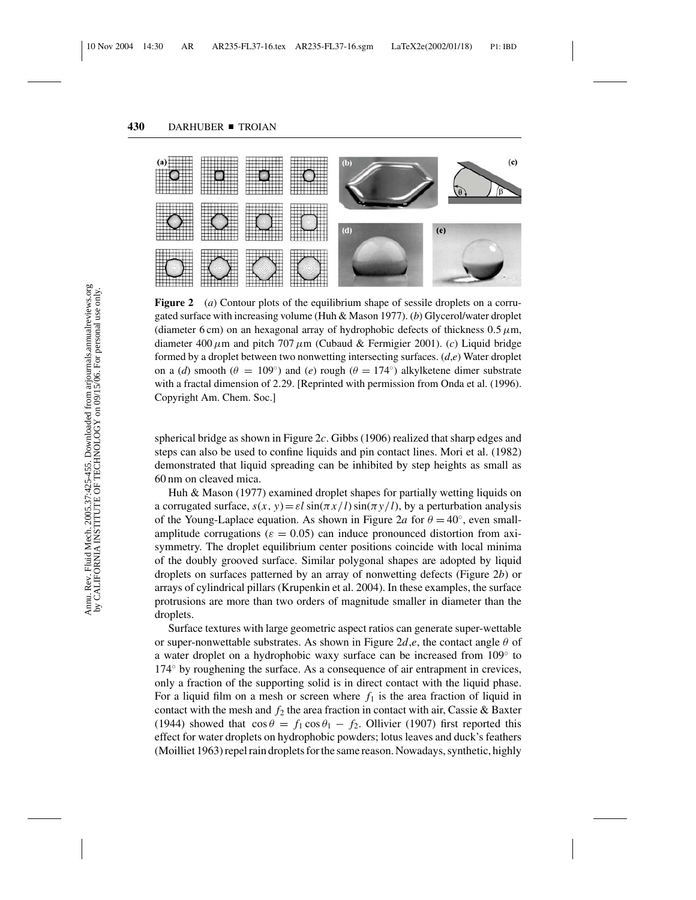**Figure 2** (*a*) Contour plots of the equilibrium shape of sessile droplets on a corrugated surface with increasing volume (Huh & Mason 1977). (*b*) Glycerol/water droplet (diameter 6 cm) on an hexagonal array of hydrophobic defects of thickness 0.5 $\mu$m, diameter 400 $\mu$m and pitch 707 $\mu$m (Cubaud & Fermigier 2001). (*c*) Liquid bridge formed by a droplet between two nonwetting intersecting surfaces. (*d*,*e*) Water droplet on a (*d*) smooth ($\theta = 109^\circ$) and (*e*) rough ($\theta = 174^\circ$) alkylketene dimer substrate with a fractal dimension of 2.29. [Reprinted with permission from Onda et al. (1996). Copyright Am. Chem. Soc.]

spherical bridge as shown in Figure 2*c*. Gibbs (1906) realized that sharp edges and steps can also be used to confine liquids and pin contact lines. Mori et al. (1982) demonstrated that liquid spreading can be inhibited by step heights as small as 60 nm on cleaved mica.

Huh & Mason (1977) examined droplet shapes for partially wetting liquids on a corrugated surface, $s(x, y) = \varepsilon l \sin(\pi x/l) \sin(\pi y/l)$, by a perturbation analysis of the Young-Laplace equation. As shown in Figure 2*a* for $\theta = 40^\circ$, even small-amplitude corrugations ($\varepsilon = 0.05$) can induce pronounced distortion from axisymmetry. The droplet equilibrium center positions coincide with local minima of the doubly grooved surface. Similar polygonal shapes are adopted by liquid droplets on surfaces patterned by an array of nonwetting defects (Figure 2*b*) or arrays of cylindrical pillars (Krupenkin et al. 2004). In these examples, the surface protrusions are more than two orders of magnitude smaller in diameter than the droplets.

Surface textures with large geometric aspect ratios can generate super-wettable or super-nonwettable substrates. As shown in Figure 2*d*,*e*, the contact angle $\theta$ of a water droplet on a hydrophobic waxy surface can be increased from 109° to 174° by roughening the surface. As a consequence of air entrapment in crevices, only a fraction of the supporting solid is in direct contact with the liquid phase. For a liquid film on a mesh or screen where $f_1$ is the area fraction of liquid in contact with the mesh and $f_2$ the area fraction in contact with air, Cassie & Baxter (1944) showed that $\cos\theta = f_1 \cos\theta_1 - f_2$. Ollivier (1907) first reported this effect for water droplets on hydrophobic powders; lotus leaves and duck's feathers (Moilliet 1963) repel rain droplets for the same reason. Nowadays, synthetic, highly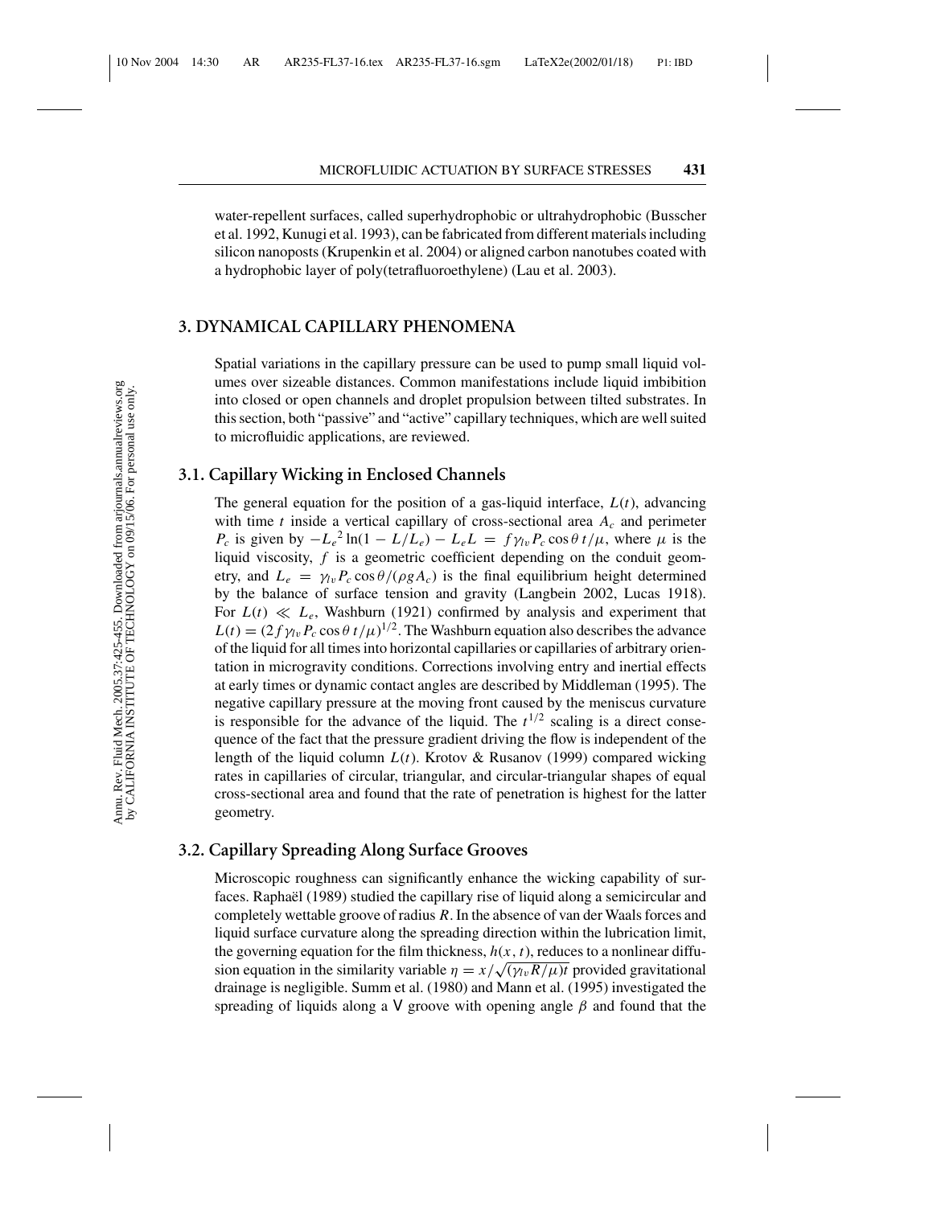water-repellent surfaces, called superhydrophobic or ultrahydrophobic (Busscher et al. 1992, Kunugi et al. 1993), can be fabricated from different materials including silicon nanoposts (Krupenkin et al. 2004) or aligned carbon nanotubes coated with a hydrophobic layer of poly(tetrafluoroethylene) (Lau et al. 2003).

## 3. DYNAMICAL CAPILLARY PHENOMENA

Spatial variations in the capillary pressure can be used to pump small liquid volumes over sizeable distances. Common manifestations include liquid imbibition into closed or open channels and droplet propulsion between tilted substrates. In this section, both "passive" and "active" capillary techniques, which are well suited to microfluidic applications, are reviewed.

### 3.1. Capillary Wicking in Enclosed Channels

The general equation for the position of a gas-liquid interface, $L(t)$, advancing with time $t$ inside a vertical capillary of cross-sectional area $A_c$ and perimeter $P_c$ is given by $-L_e{}^2 \ln(1 - L/L_e) - L_e L = f \gamma_{lv} P_c \cos\theta \, t/\mu$, where $\mu$ is the liquid viscosity, $f$ is a geometric coefficient depending on the conduit geometry, and $L_e = \gamma_{lv} P_c \cos\theta/(\rho g A_c)$ is the final equilibrium height determined by the balance of surface tension and gravity (Langbein 2002, Lucas 1918). For $L(t) \ll L_e$, Washburn (1921) confirmed by analysis and experiment that $L(t) = (2 f \gamma_{lv} P_c \cos\theta \, t/\mu)^{1/2}$. The Washburn equation also describes the advance of the liquid for all times into horizontal capillaries or capillaries of arbitrary orientation in microgravity conditions. Corrections involving entry and inertial effects at early times or dynamic contact angles are described by Middleman (1995). The negative capillary pressure at the moving front caused by the meniscus curvature is responsible for the advance of the liquid. The $t^{1/2}$ scaling is a direct consequence of the fact that the pressure gradient driving the flow is independent of the length of the liquid column $L(t)$. Krotov & Rusanov (1999) compared wicking rates in capillaries of circular, triangular, and circular-triangular shapes of equal cross-sectional area and found that the rate of penetration is highest for the latter geometry.

### 3.2. Capillary Spreading Along Surface Grooves

Microscopic roughness can significantly enhance the wicking capability of surfaces. Raphaël (1989) studied the capillary rise of liquid along a semicircular and completely wettable groove of radius $R$. In the absence of van der Waals forces and liquid surface curvature along the spreading direction within the lubrication limit, the governing equation for the film thickness, $h(x, t)$, reduces to a nonlinear diffusion equation in the similarity variable $\eta = x/\sqrt{(\gamma_{lv} R/\mu)t}$ provided gravitational drainage is negligible. Summ et al. (1980) and Mann et al. (1995) investigated the spreading of liquids along a V groove with opening angle $\beta$ and found that the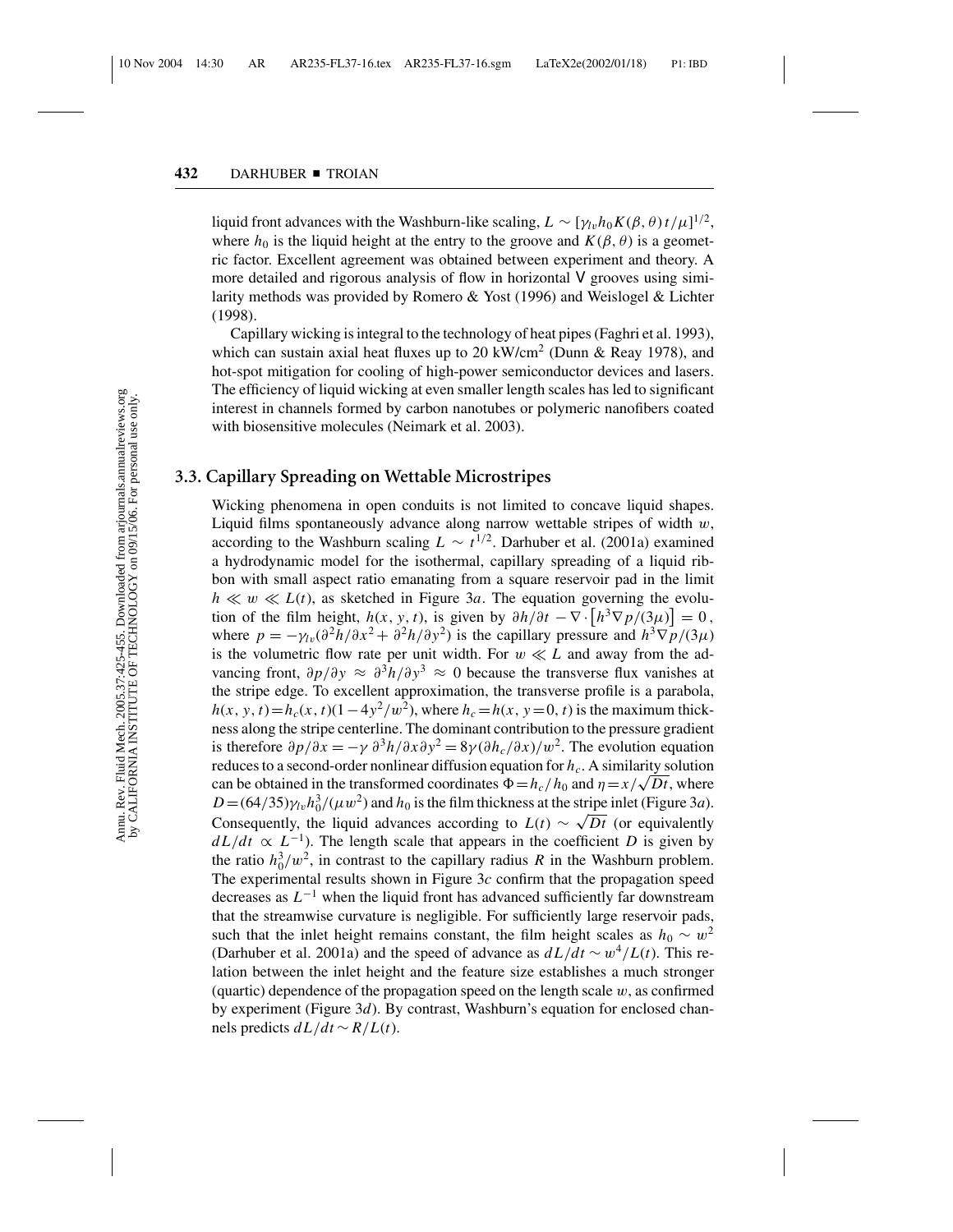liquid front advances with the Washburn-like scaling, $L \sim [\gamma_{lv} h_0 K(\beta, \theta)\, t/\mu]^{1/2}$, where $h_0$ is the liquid height at the entry to the groove and $K(\beta, \theta)$ is a geometric factor. Excellent agreement was obtained between experiment and theory. A more detailed and rigorous analysis of flow in horizontal V grooves using similarity methods was provided by Romero & Yost (1996) and Weislogel & Lichter (1998).

Capillary wicking is integral to the technology of heat pipes (Faghri et al. 1993), which can sustain axial heat fluxes up to 20 kW/cm$^2$ (Dunn & Reay 1978), and hot-spot mitigation for cooling of high-power semiconductor devices and lasers. The efficiency of liquid wicking at even smaller length scales has led to significant interest in channels formed by carbon nanotubes or polymeric nanofibers coated with biosensitive molecules (Neimark et al. 2003).

### 3.3. Capillary Spreading on Wettable Microstripes

Wicking phenomena in open conduits is not limited to concave liquid shapes. Liquid films spontaneously advance along narrow wettable stripes of width $w$, according to the Washburn scaling $L \sim t^{1/2}$. Darhuber et al. (2001a) examined a hydrodynamic model for the isothermal, capillary spreading of a liquid ribbon with small aspect ratio emanating from a square reservoir pad in the limit $h \ll w \ll L(t)$, as sketched in Figure 3*a*. The equation governing the evolution of the film height, $h(x, y, t)$, is given by $\partial h/\partial t - \nabla \cdot \left[h^3 \nabla p/(3\mu)\right] = 0$, where $p = -\gamma_{lv}(\partial^2 h/\partial x^2 + \partial^2 h/\partial y^2)$ is the capillary pressure and $h^3 \nabla p/(3\mu)$ is the volumetric flow rate per unit width. For $w \ll L$ and away from the advancing front, $\partial p/\partial y \approx \partial^3 h/\partial y^3 \approx 0$ because the transverse flux vanishes at the stripe edge. To excellent approximation, the transverse profile is a parabola, $h(x, y, t) = h_c(x, t)(1 - 4y^2/w^2)$, where $h_c = h(x, y = 0, t)$ is the maximum thickness along the stripe centerline. The dominant contribution to the pressure gradient is therefore $\partial p/\partial x = -\gamma\, \partial^3 h/\partial x \partial y^2 = 8\gamma(\partial h_c/\partial x)/w^2$. The evolution equation reduces to a second-order nonlinear diffusion equation for $h_c$. A similarity solution can be obtained in the transformed coordinates $\Phi = h_c/h_0$ and $\eta = x/\sqrt{Dt}$, where $D = (64/35)\gamma_{lv} h_0^3/(\mu w^2)$ and $h_0$ is the film thickness at the stripe inlet (Figure 3*a*). Consequently, the liquid advances according to $L(t) \sim \sqrt{Dt}$ (or equivalently $dL/dt \propto L^{-1}$). The length scale that appears in the coefficient $D$ is given by the ratio $h_0^3/w^2$, in contrast to the capillary radius $R$ in the Washburn problem. The experimental results shown in Figure 3*c* confirm that the propagation speed decreases as $L^{-1}$ when the liquid front has advanced sufficiently far downstream that the streamwise curvature is negligible. For sufficiently large reservoir pads, such that the inlet height remains constant, the film height scales as $h_0 \sim w^2$ (Darhuber et al. 2001a) and the speed of advance as $dL/dt \sim w^4/L(t)$. This relation between the inlet height and the feature size establishes a much stronger (quartic) dependence of the propagation speed on the length scale $w$, as confirmed by experiment (Figure 3*d*). By contrast, Washburn's equation for enclosed channels predicts $dL/dt \sim R/L(t)$.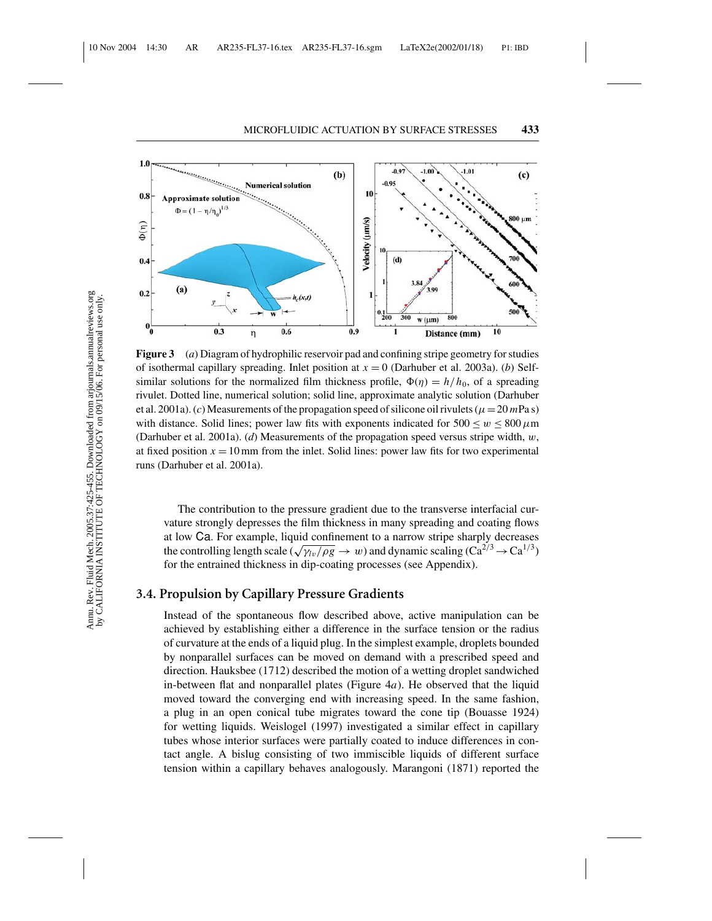**Figure 3** (*a*) Diagram of hydrophilic reservoir pad and confining stripe geometry for studies of isothermal capillary spreading. Inlet position at $x = 0$ (Darhuber et al. 2003a). (*b*) Self-similar solutions for the normalized film thickness profile, $\Phi(\eta) = h/h_0$, of a spreading rivulet. Dotted line, numerical solution; solid line, approximate analytic solution (Darhuber et al. 2001a). (*c*) Measurements of the propagation speed of silicone oil rivulets ($\mu = 20\,m\text{Pa s}$) with distance. Solid lines; power law fits with exponents indicated for $500 \leq w \leq 800\,\mu\text{m}$ (Darhuber et al. 2001a). (*d*) Measurements of the propagation speed versus stripe width, $w$, at fixed position $x = 10\,\text{mm}$ from the inlet. Solid lines: power law fits for two experimental runs (Darhuber et al. 2001a).

The contribution to the pressure gradient due to the transverse interfacial curvature strongly depresses the film thickness in many spreading and coating flows at low Ca. For example, liquid confinement to a narrow stripe sharply decreases the controlling length scale ($\sqrt{\gamma_{lv}/\rho g} \rightarrow w$) and dynamic scaling ($\text{Ca}^{2/3} \rightarrow \text{Ca}^{1/3}$) for the entrained thickness in dip-coating processes (see Appendix).

## 3.4. Propulsion by Capillary Pressure Gradients

Instead of the spontaneous flow described above, active manipulation can be achieved by establishing either a difference in the surface tension or the radius of curvature at the ends of a liquid plug. In the simplest example, droplets bounded by nonparallel surfaces can be moved on demand with a prescribed speed and direction. Hauksbee (1712) described the motion of a wetting droplet sandwiched in-between flat and nonparallel plates (Figure 4*a*). He observed that the liquid moved toward the converging end with increasing speed. In the same fashion, a plug in an open conical tube migrates toward the cone tip (Bouasse 1924) for wetting liquids. Weislogel (1997) investigated a similar effect in capillary tubes whose interior surfaces were partially coated to induce differences in contact angle. A bislug consisting of two immiscible liquids of different surface tension within a capillary behaves analogously. Marangoni (1871) reported the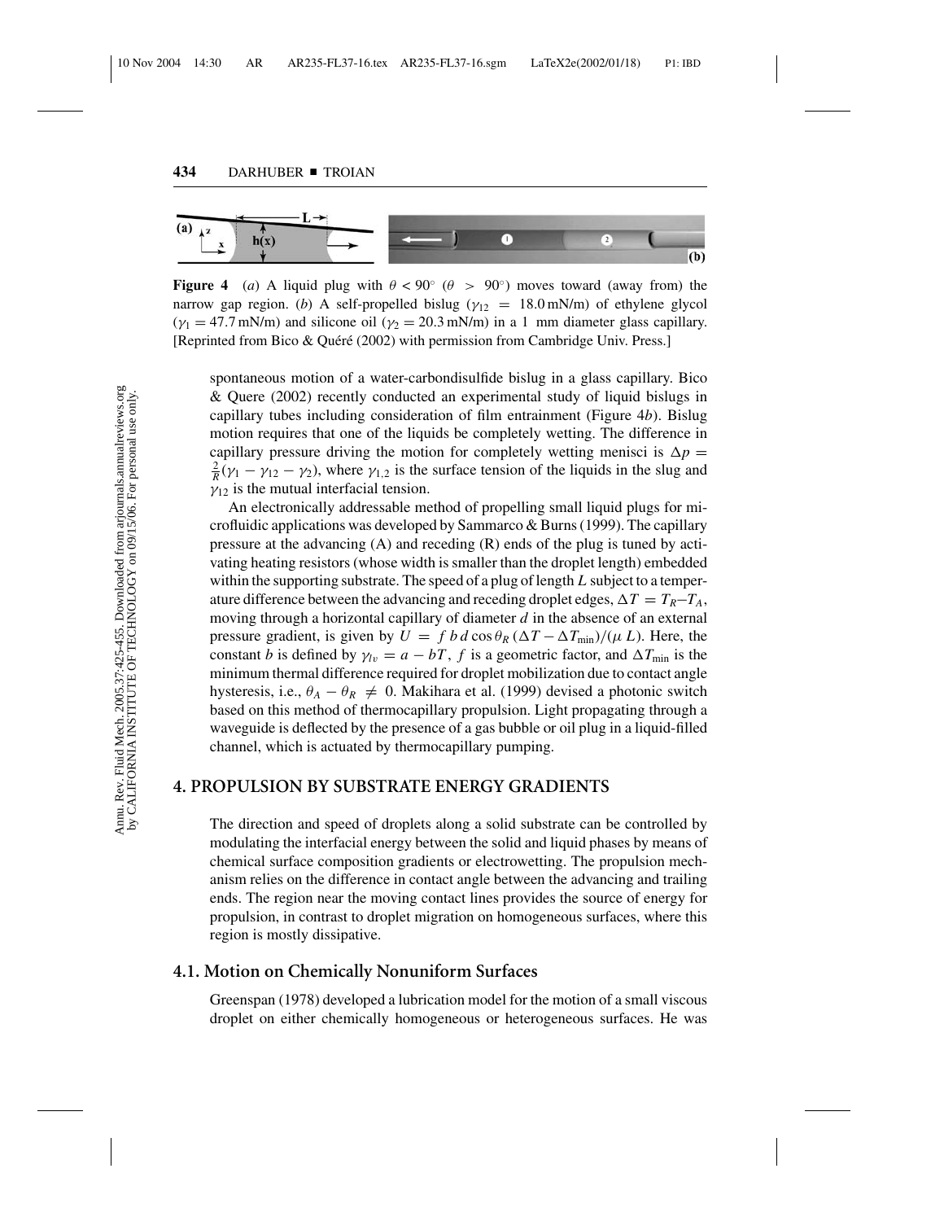**Figure 4** (*a*) A liquid plug with $\theta < 90^\circ$ ($\theta > 90^\circ$) moves toward (away from) the narrow gap region. (*b*) A self-propelled bislug ($\gamma_{12} = 18.0$ mN/m) of ethylene glycol ($\gamma_1 = 47.7$ mN/m) and silicone oil ($\gamma_2 = 20.3$ mN/m) in a 1 mm diameter glass capillary. [Reprinted from Bico & Quéré (2002) with permission from Cambridge Univ. Press.]

spontaneous motion of a water-carbondisulfide bislug in a glass capillary. Bico & Quere (2002) recently conducted an experimental study of liquid bislugs in capillary tubes including consideration of film entrainment (Figure 4*b*). Bislug motion requires that one of the liquids be completely wetting. The difference in capillary pressure driving the motion for completely wetting menisci is $\Delta p = \frac{2}{R}(\gamma_1 - \gamma_{12} - \gamma_2)$, where $\gamma_{1,2}$ is the surface tension of the liquids in the slug and $\gamma_{12}$ is the mutual interfacial tension.

An electronically addressable method of propelling small liquid plugs for microfluidic applications was developed by Sammarco & Burns (1999). The capillary pressure at the advancing (A) and receding (R) ends of the plug is tuned by activating heating resistors (whose width is smaller than the droplet length) embedded within the supporting substrate. The speed of a plug of length $L$ subject to a temperature difference between the advancing and receding droplet edges, $\Delta T = T_R - T_A$, moving through a horizontal capillary of diameter $d$ in the absence of an external pressure gradient, is given by $U = f\, b\, d \cos\theta_R\, (\Delta T - \Delta T_{\min})/(\mu\, L)$. Here, the constant $b$ is defined by $\gamma_{lv} = a - bT$, $f$ is a geometric factor, and $\Delta T_{\min}$ is the minimum thermal difference required for droplet mobilization due to contact angle hysteresis, i.e., $\theta_A - \theta_R \neq 0$. Makihara et al. (1999) devised a photonic switch based on this method of thermocapillary propulsion. Light propagating through a waveguide is deflected by the presence of a gas bubble or oil plug in a liquid-filled channel, which is actuated by thermocapillary pumping.

## 4. PROPULSION BY SUBSTRATE ENERGY GRADIENTS

The direction and speed of droplets along a solid substrate can be controlled by modulating the interfacial energy between the solid and liquid phases by means of chemical surface composition gradients or electrowetting. The propulsion mechanism relies on the difference in contact angle between the advancing and trailing ends. The region near the moving contact lines provides the source of energy for propulsion, in contrast to droplet migration on homogeneous surfaces, where this region is mostly dissipative.

### 4.1. Motion on Chemically Nonuniform Surfaces

Greenspan (1978) developed a lubrication model for the motion of a small viscous droplet on either chemically homogeneous or heterogeneous surfaces. He was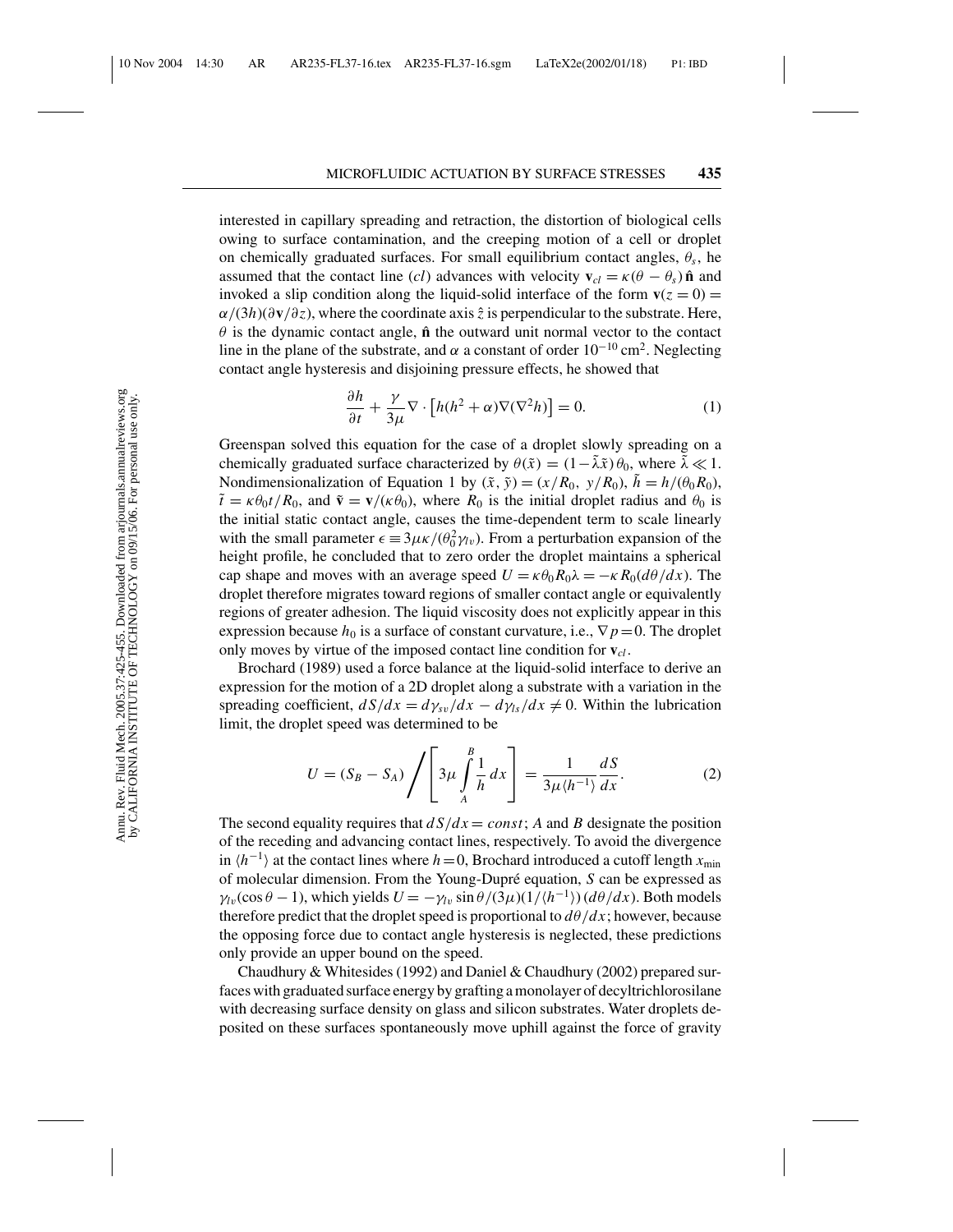interested in capillary spreading and retraction, the distortion of biological cells owing to surface contamination, and the creeping motion of a cell or droplet on chemically graduated surfaces. For small equilibrium contact angles, $\theta_s$, he assumed that the contact line (*cl*) advances with velocity $\mathbf{v}_{cl} = \kappa(\theta - \theta_s)\,\hat{\mathbf{n}}$ and invoked a slip condition along the liquid-solid interface of the form $\mathbf{v}(z = 0) = \alpha/(3h)(\partial\mathbf{v}/\partial z)$, where the coordinate axis $\hat{z}$ is perpendicular to the substrate. Here, $\theta$ is the dynamic contact angle, $\hat{\mathbf{n}}$ the outward unit normal vector to the contact line in the plane of the substrate, and $\alpha$ a constant of order $10^{-10}$ cm$^2$. Neglecting contact angle hysteresis and disjoining pressure effects, he showed that

$$\frac{\partial h}{\partial t} + \frac{\gamma}{3\mu}\nabla \cdot \left[h(h^2 + \alpha)\nabla(\nabla^2 h)\right] = 0. \tag{1}$$

Greenspan solved this equation for the case of a droplet slowly spreading on a chemically graduated surface characterized by $\theta(\tilde{x}) = (1 - \tilde{\lambda}\tilde{x})\,\theta_0$, where $\tilde{\lambda} \ll 1$. Nondimensionalization of Equation 1 by $(\tilde{x}, \tilde{y}) = (x/R_0,\ y/R_0)$, $\tilde{h} = h/(\theta_0 R_0)$, $\tilde{t} = \kappa\theta_0 t/R_0$, and $\tilde{\mathbf{v}} = \mathbf{v}/(\kappa\theta_0)$, where $R_0$ is the initial droplet radius and $\theta_0$ is the initial static contact angle, causes the time-dependent term to scale linearly with the small parameter $\epsilon \equiv 3\mu\kappa/(\theta_0^2\gamma_{lv})$. From a perturbation expansion of the height profile, he concluded that to zero order the droplet maintains a spherical cap shape and moves with an average speed $U = \kappa\theta_0 R_0\lambda = -\kappa R_0(d\theta/dx)$. The droplet therefore migrates toward regions of smaller contact angle or equivalently regions of greater adhesion. The liquid viscosity does not explicitly appear in this expression because $h_0$ is a surface of constant curvature, i.e., $\nabla p = 0$. The droplet only moves by virtue of the imposed contact line condition for $\mathbf{v}_{cl}$.

Brochard (1989) used a force balance at the liquid-solid interface to derive an expression for the motion of a 2D droplet along a substrate with a variation in the spreading coefficient, $dS/dx = d\gamma_{sv}/dx - d\gamma_{ls}/dx \neq 0$. Within the lubrication limit, the droplet speed was determined to be

$$U = (S_B - S_A) \Bigg/ \left[3\mu \int_A^B \frac{1}{h}\,dx\right] = \frac{1}{3\mu\langle h^{-1}\rangle}\frac{dS}{dx}. \tag{2}$$

The second equality requires that $dS/dx = const$; *A* and *B* designate the position of the receding and advancing contact lines, respectively. To avoid the divergence in $\langle h^{-1}\rangle$ at the contact lines where $h = 0$, Brochard introduced a cutoff length $x_{\min}$ of molecular dimension. From the Young-Dupré equation, *S* can be expressed as $\gamma_{lv}(\cos\theta - 1)$, which yields $U = -\gamma_{lv}\sin\theta/(3\mu)(1/\langle h^{-1}\rangle)(d\theta/dx)$. Both models therefore predict that the droplet speed is proportional to $d\theta/dx$; however, because the opposing force due to contact angle hysteresis is neglected, these predictions only provide an upper bound on the speed.

Chaudhury & Whitesides (1992) and Daniel & Chaudhury (2002) prepared surfaces with graduated surface energy by grafting a monolayer of decyltrichlorosilane with decreasing surface density on glass and silicon substrates. Water droplets deposited on these surfaces spontaneously move uphill against the force of gravity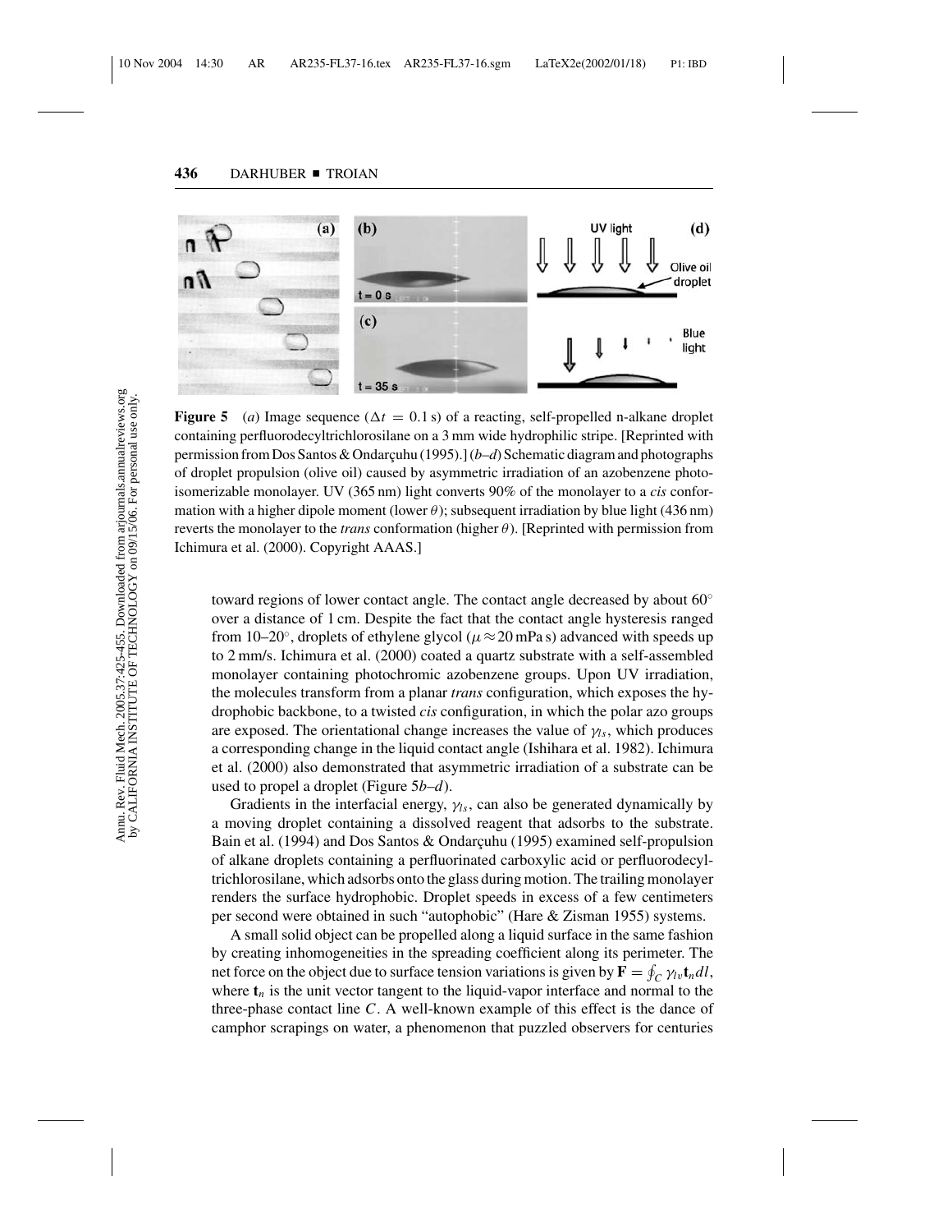**Figure 5** (*a*) Image sequence ($\Delta t = 0.1$ s) of a reacting, self-propelled n-alkane droplet containing perfluorodecyltrichlorosilane on a 3 mm wide hydrophilic stripe. [Reprinted with permission from Dos Santos & Ondarçuhu (1995).] (*b–d*) Schematic diagram and photographs of droplet propulsion (olive oil) caused by asymmetric irradiation of an azobenzene photoisomerizable monolayer. UV (365 nm) light converts 90% of the monolayer to a *cis* conformation with a higher dipole moment (lower $\theta$); subsequent irradiation by blue light (436 nm) reverts the monolayer to the *trans* conformation (higher $\theta$). [Reprinted with permission from Ichimura et al. (2000). Copyright AAAS.]

toward regions of lower contact angle. The contact angle decreased by about 60° over a distance of 1 cm. Despite the fact that the contact angle hysteresis ranged from 10–20°, droplets of ethylene glycol ($\mu \approx 20$ mPa s) advanced with speeds up to 2 mm/s. Ichimura et al. (2000) coated a quartz substrate with a self-assembled monolayer containing photochromic azobenzene groups. Upon UV irradiation, the molecules transform from a planar *trans* configuration, which exposes the hydrophobic backbone, to a twisted *cis* configuration, in which the polar azo groups are exposed. The orientational change increases the value of $\gamma_{ls}$, which produces a corresponding change in the liquid contact angle (Ishihara et al. 1982). Ichimura et al. (2000) also demonstrated that asymmetric irradiation of a substrate can be used to propel a droplet (Figure 5*b–d*).

Gradients in the interfacial energy, $\gamma_{ls}$, can also be generated dynamically by a moving droplet containing a dissolved reagent that adsorbs to the substrate. Bain et al. (1994) and Dos Santos & Ondarçuhu (1995) examined self-propulsion of alkane droplets containing a perfluorinated carboxylic acid or perfluorodecyltrichlorosilane, which adsorbs onto the glass during motion. The trailing monolayer renders the surface hydrophobic. Droplet speeds in excess of a few centimeters per second were obtained in such "autophobic" (Hare & Zisman 1955) systems.

A small solid object can be propelled along a liquid surface in the same fashion by creating inhomogeneities in the spreading coefficient along its perimeter. The net force on the object due to surface tension variations is given by $\mathbf{F} = \oint_C \gamma_{lv} \mathbf{t}_n \, dl$, where $\mathbf{t}_n$ is the unit vector tangent to the liquid-vapor interface and normal to the three-phase contact line $C$. A well-known example of this effect is the dance of camphor scrapings on water, a phenomenon that puzzled observers for centuries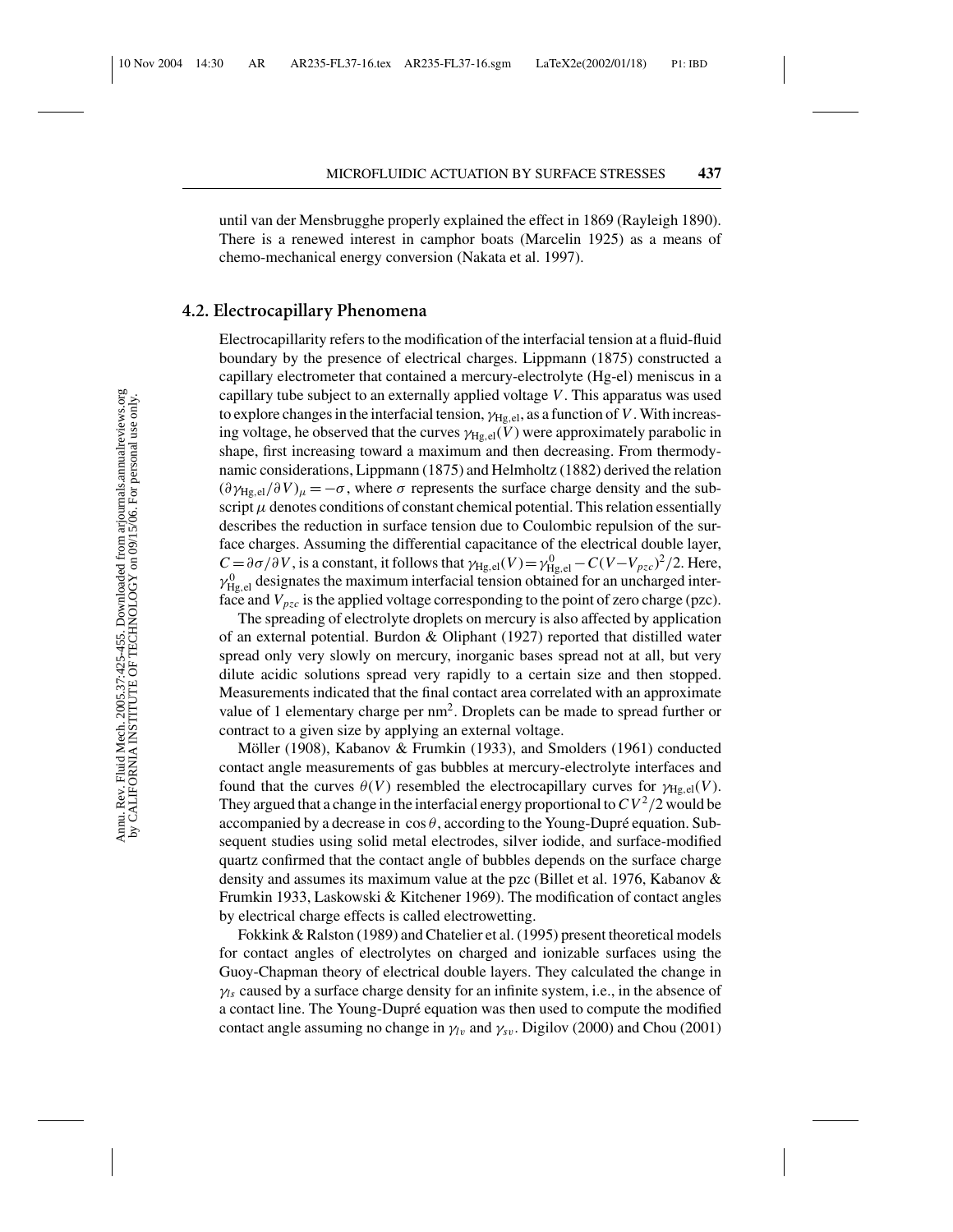until van der Mensbrugghe properly explained the effect in 1869 (Rayleigh 1890). There is a renewed interest in camphor boats (Marcelin 1925) as a means of chemo-mechanical energy conversion (Nakata et al. 1997).

## 4.2. Electrocapillary Phenomena

Electrocapillarity refers to the modification of the interfacial tension at a fluid-fluid boundary by the presence of electrical charges. Lippmann (1875) constructed a capillary electrometer that contained a mercury-electrolyte (Hg-el) meniscus in a capillary tube subject to an externally applied voltage $V$. This apparatus was used to explore changes in the interfacial tension, $\gamma_{\mathrm{Hg,el}}$, as a function of $V$. With increasing voltage, he observed that the curves $\gamma_{\mathrm{Hg,el}}(V)$ were approximately parabolic in shape, first increasing toward a maximum and then decreasing. From thermodynamic considerations, Lippmann (1875) and Helmholtz (1882) derived the relation $(\partial\gamma_{\mathrm{Hg,el}}/\partial V)_{\mu} = -\sigma$, where $\sigma$ represents the surface charge density and the subscript $\mu$ denotes conditions of constant chemical potential. This relation essentially describes the reduction in surface tension due to Coulombic repulsion of the surface charges. Assuming the differential capacitance of the electrical double layer, $C = \partial\sigma/\partial V$, is a constant, it follows that $\gamma_{\mathrm{Hg,el}}(V) = \gamma^{0}_{\mathrm{Hg,el}} - C(V - V_{pzc})^2/2$. Here, $\gamma^{0}_{\mathrm{Hg,el}}$ designates the maximum interfacial tension obtained for an uncharged interface and $V_{pzc}$ is the applied voltage corresponding to the point of zero charge (pzc).

The spreading of electrolyte droplets on mercury is also affected by application of an external potential. Burdon & Oliphant (1927) reported that distilled water spread only very slowly on mercury, inorganic bases spread not at all, but very dilute acidic solutions spread very rapidly to a certain size and then stopped. Measurements indicated that the final contact area correlated with an approximate value of 1 elementary charge per $\mathrm{nm}^2$. Droplets can be made to spread further or contract to a given size by applying an external voltage.

Möller (1908), Kabanov & Frumkin (1933), and Smolders (1961) conducted contact angle measurements of gas bubbles at mercury-electrolyte interfaces and found that the curves $\theta(V)$ resembled the electrocapillary curves for $\gamma_{\mathrm{Hg,el}}(V)$. They argued that a change in the interfacial energy proportional to $CV^2/2$ would be accompanied by a decrease in $\cos\theta$, according to the Young-Dupré equation. Subsequent studies using solid metal electrodes, silver iodide, and surface-modified quartz confirmed that the contact angle of bubbles depends on the surface charge density and assumes its maximum value at the pzc (Billet et al. 1976, Kabanov & Frumkin 1933, Laskowski & Kitchener 1969). The modification of contact angles by electrical charge effects is called electrowetting.

Fokkink & Ralston (1989) and Chatelier et al. (1995) present theoretical models for contact angles of electrolytes on charged and ionizable surfaces using the Guoy-Chapman theory of electrical double layers. They calculated the change in $\gamma_{ls}$ caused by a surface charge density for an infinite system, i.e., in the absence of a contact line. The Young-Dupré equation was then used to compute the modified contact angle assuming no change in $\gamma_{lv}$ and $\gamma_{sv}$. Digilov (2000) and Chou (2001)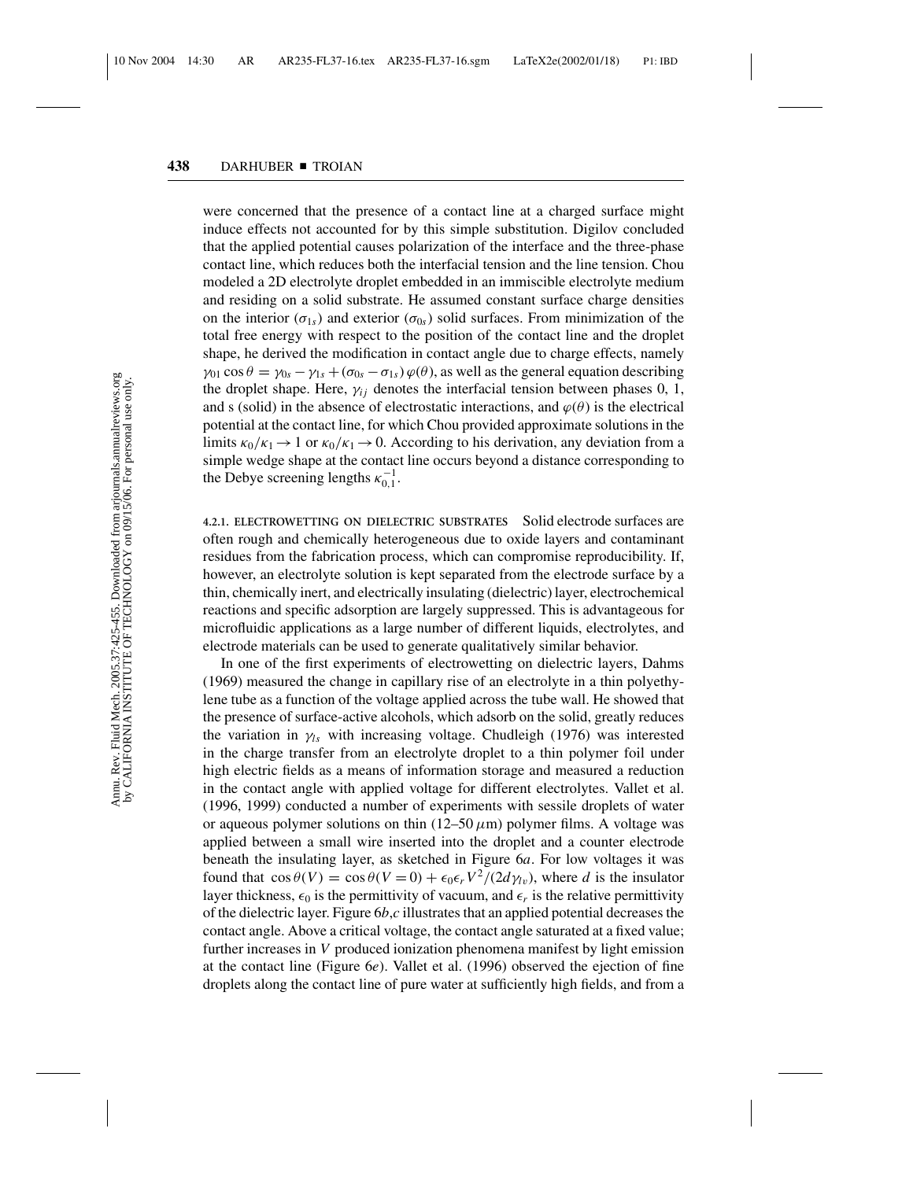were concerned that the presence of a contact line at a charged surface might induce effects not accounted for by this simple substitution. Digilov concluded that the applied potential causes polarization of the interface and the three-phase contact line, which reduces both the interfacial tension and the line tension. Chou modeled a 2D electrolyte droplet embedded in an immiscible electrolyte medium and residing on a solid substrate. He assumed constant surface charge densities on the interior ($\sigma_{1s}$) and exterior ($\sigma_{0s}$) solid surfaces. From minimization of the total free energy with respect to the position of the contact line and the droplet shape, he derived the modification in contact angle due to charge effects, namely $\gamma_{01} \cos\theta = \gamma_{0s} - \gamma_{1s} + (\sigma_{0s} - \sigma_{1s})\,\varphi(\theta)$, as well as the general equation describing the droplet shape. Here, $\gamma_{ij}$ denotes the interfacial tension between phases 0, 1, and s (solid) in the absence of electrostatic interactions, and $\varphi(\theta)$ is the electrical potential at the contact line, for which Chou provided approximate solutions in the limits $\kappa_0/\kappa_1 \to 1$ or $\kappa_0/\kappa_1 \to 0$. According to his derivation, any deviation from a simple wedge shape at the contact line occurs beyond a distance corresponding to the Debye screening lengths $\kappa_{0,1}^{-1}$.

#### 4.2.1. ELECTROWETTING ON DIELECTRIC SUBSTRATES

Solid electrode surfaces are often rough and chemically heterogeneous due to oxide layers and contaminant residues from the fabrication process, which can compromise reproducibility. If, however, an electrolyte solution is kept separated from the electrode surface by a thin, chemically inert, and electrically insulating (dielectric) layer, electrochemical reactions and specific adsorption are largely suppressed. This is advantageous for microfluidic applications as a large number of different liquids, electrolytes, and electrode materials can be used to generate qualitatively similar behavior.

In one of the first experiments of electrowetting on dielectric layers, Dahms (1969) measured the change in capillary rise of an electrolyte in a thin polyethylene tube as a function of the voltage applied across the tube wall. He showed that the presence of surface-active alcohols, which adsorb on the solid, greatly reduces the variation in $\gamma_{ls}$ with increasing voltage. Chudleigh (1976) was interested in the charge transfer from an electrolyte droplet to a thin polymer foil under high electric fields as a means of information storage and measured a reduction in the contact angle with applied voltage for different electrolytes. Vallet et al. (1996, 1999) conducted a number of experiments with sessile droplets of water or aqueous polymer solutions on thin (12–50 $\mu$m) polymer films. A voltage was applied between a small wire inserted into the droplet and a counter electrode beneath the insulating layer, as sketched in Figure 6*a*. For low voltages it was found that $\cos\theta(V) = \cos\theta(V=0) + \epsilon_0\epsilon_r V^2/(2d\gamma_{lv})$, where $d$ is the insulator layer thickness, $\epsilon_0$ is the permittivity of vacuum, and $\epsilon_r$ is the relative permittivity of the dielectric layer. Figure 6*b*,*c* illustrates that an applied potential decreases the contact angle. Above a critical voltage, the contact angle saturated at a fixed value; further increases in $V$ produced ionization phenomena manifest by light emission at the contact line (Figure 6*e*). Vallet et al. (1996) observed the ejection of fine droplets along the contact line of pure water at sufficiently high fields, and from a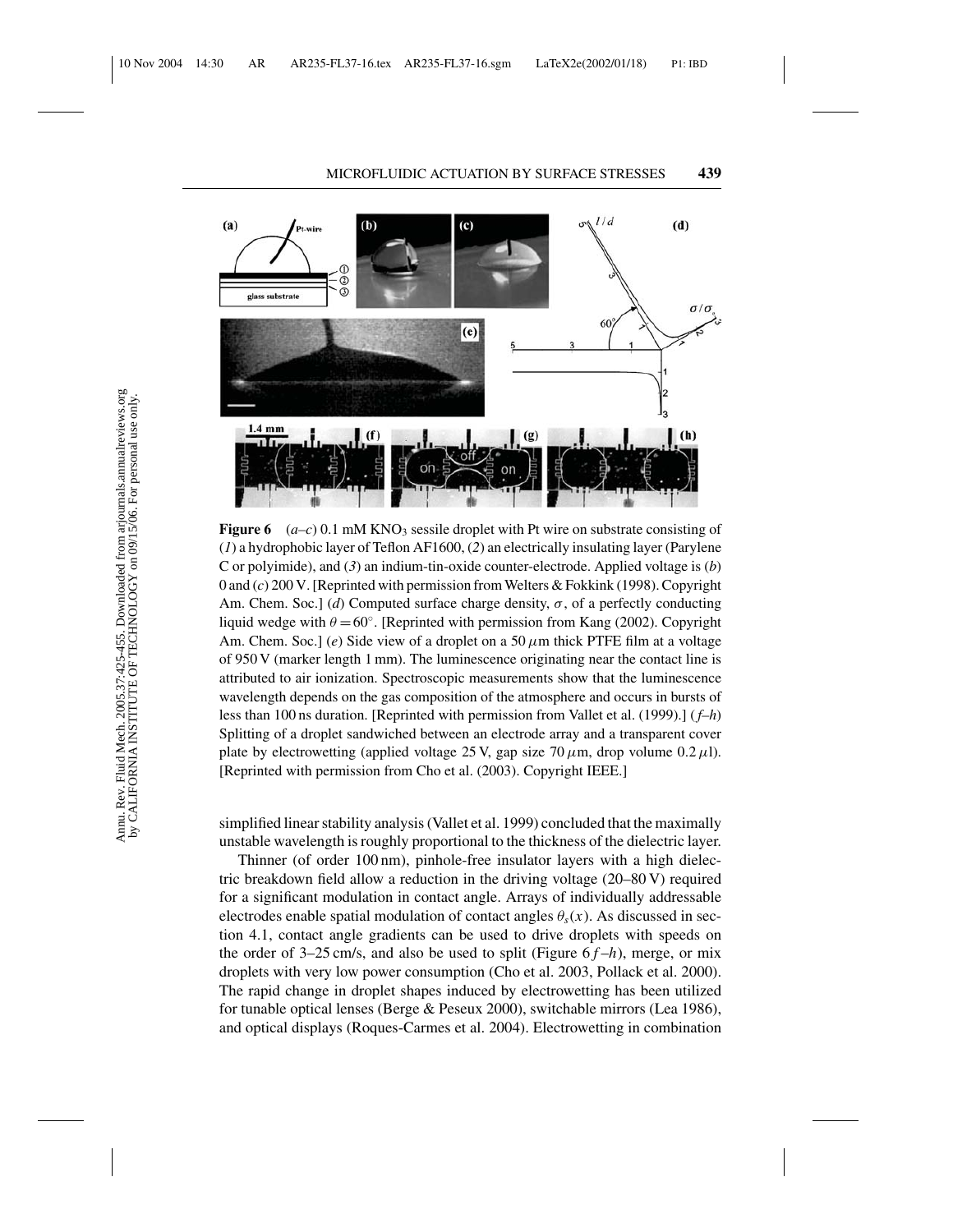**Figure 6** (*a–c*) 0.1 mM $KNO_3$ sessile droplet with Pt wire on substrate consisting of (*1*) a hydrophobic layer of Teflon AF1600, (*2*) an electrically insulating layer (Parylene C or polyimide), and (*3*) an indium-tin-oxide counter-electrode. Applied voltage is (*b*) 0 and (*c*) 200 V. [Reprinted with permission from Welters & Fokkink (1998). Copyright Am. Chem. Soc.] (*d*) Computed surface charge density, $\sigma$, of a perfectly conducting liquid wedge with $\theta = 60^\circ$. [Reprinted with permission from Kang (2002). Copyright Am. Chem. Soc.] (*e*) Side view of a droplet on a 50 $\mu$m thick PTFE film at a voltage of 950 V (marker length 1 mm). The luminescence originating near the contact line is attributed to air ionization. Spectroscopic measurements show that the luminescence wavelength depends on the gas composition of the atmosphere and occurs in bursts of less than 100 ns duration. [Reprinted with permission from Vallet et al. (1999).] (*f–h*) Splitting of a droplet sandwiched between an electrode array and a transparent cover plate by electrowetting (applied voltage 25 V, gap size 70 $\mu$m, drop volume 0.2 $\mu$l). [Reprinted with permission from Cho et al. (2003). Copyright IEEE.]

simplified linear stability analysis (Vallet et al. 1999) concluded that the maximally unstable wavelength is roughly proportional to the thickness of the dielectric layer.

Thinner (of order 100 nm), pinhole-free insulator layers with a high dielectric breakdown field allow a reduction in the driving voltage (20–80 V) required for a significant modulation in contact angle. Arrays of individually addressable electrodes enable spatial modulation of contact angles $\theta_s(x)$. As discussed in section 4.1, contact angle gradients can be used to drive droplets with speeds on the order of 3–25 cm/s, and also be used to split (Figure 6 *f–h*), merge, or mix droplets with very low power consumption (Cho et al. 2003, Pollack et al. 2000). The rapid change in droplet shapes induced by electrowetting has been utilized for tunable optical lenses (Berge & Peseux 2000), switchable mirrors (Lea 1986), and optical displays (Roques-Carmes et al. 2004). Electrowetting in combination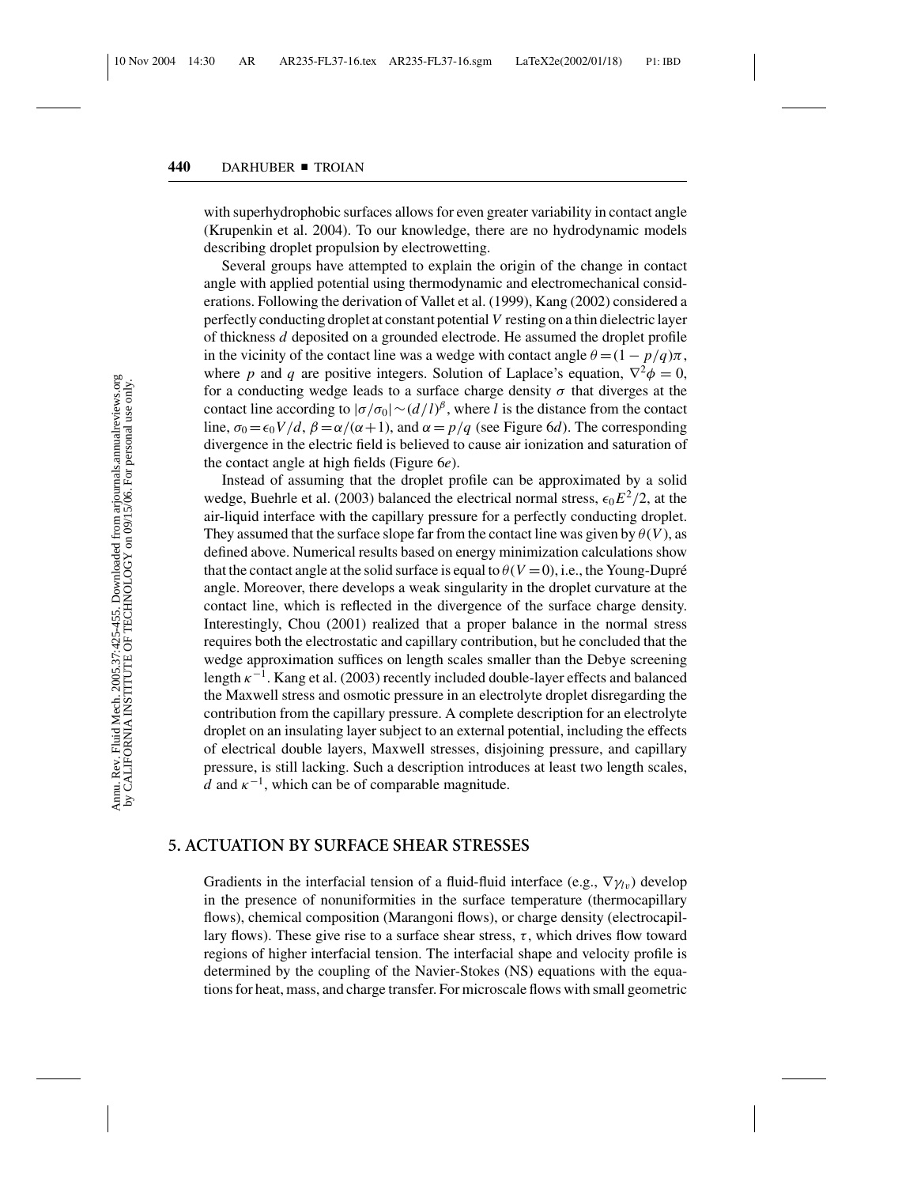with superhydrophobic surfaces allows for even greater variability in contact angle (Krupenkin et al. 2004). To our knowledge, there are no hydrodynamic models describing droplet propulsion by electrowetting.

Several groups have attempted to explain the origin of the change in contact angle with applied potential using thermodynamic and electromechanical considerations. Following the derivation of Vallet et al. (1999), Kang (2002) considered a perfectly conducting droplet at constant potential $V$ resting on a thin dielectric layer of thickness $d$ deposited on a grounded electrode. He assumed the droplet profile in the vicinity of the contact line was a wedge with contact angle $\theta = (1 - p/q)\pi$, where $p$ and $q$ are positive integers. Solution of Laplace's equation, $\nabla^2\phi = 0$, for a conducting wedge leads to a surface charge density $\sigma$ that diverges at the contact line according to $|\sigma/\sigma_0| \sim (d/l)^\beta$, where $l$ is the distance from the contact line, $\sigma_0 = \epsilon_0 V/d$, $\beta = \alpha/(\alpha+1)$, and $\alpha = p/q$ (see Figure 6*d*). The corresponding divergence in the electric field is believed to cause air ionization and saturation of the contact angle at high fields (Figure 6*e*).

Instead of assuming that the droplet profile can be approximated by a solid wedge, Buehrle et al. (2003) balanced the electrical normal stress, $\epsilon_0 E^2/2$, at the air-liquid interface with the capillary pressure for a perfectly conducting droplet. They assumed that the surface slope far from the contact line was given by $\theta(V)$, as defined above. Numerical results based on energy minimization calculations show that the contact angle at the solid surface is equal to $\theta(V = 0)$, i.e., the Young-Dupré angle. Moreover, there develops a weak singularity in the droplet curvature at the contact line, which is reflected in the divergence of the surface charge density. Interestingly, Chou (2001) realized that a proper balance in the normal stress requires both the electrostatic and capillary contribution, but he concluded that the wedge approximation suffices on length scales smaller than the Debye screening length $\kappa^{-1}$. Kang et al. (2003) recently included double-layer effects and balanced the Maxwell stress and osmotic pressure in an electrolyte droplet disregarding the contribution from the capillary pressure. A complete description for an electrolyte droplet on an insulating layer subject to an external potential, including the effects of electrical double layers, Maxwell stresses, disjoining pressure, and capillary pressure, is still lacking. Such a description introduces at least two length scales, $d$ and $\kappa^{-1}$, which can be of comparable magnitude.

## 5. ACTUATION BY SURFACE SHEAR STRESSES

Gradients in the interfacial tension of a fluid-fluid interface (e.g., $\nabla\gamma_{lv}$) develop in the presence of nonuniformities in the surface temperature (thermocapillary flows), chemical composition (Marangoni flows), or charge density (electrocapillary flows). These give rise to a surface shear stress, $\tau$, which drives flow toward regions of higher interfacial tension. The interfacial shape and velocity profile is determined by the coupling of the Navier-Stokes (NS) equations with the equations for heat, mass, and charge transfer. For microscale flows with small geometric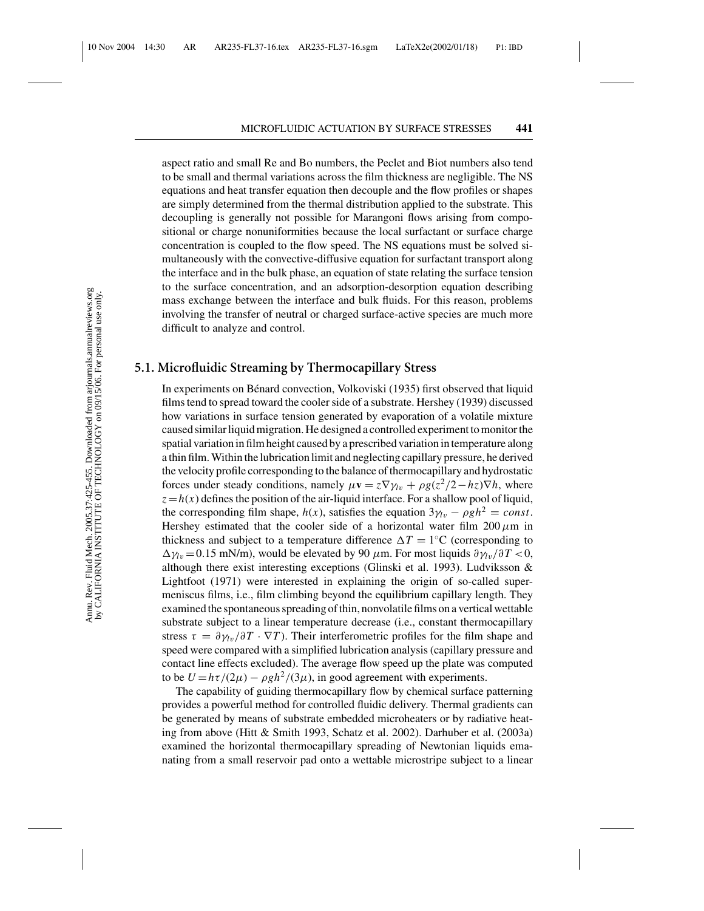aspect ratio and small Re and Bo numbers, the Peclet and Biot numbers also tend to be small and thermal variations across the film thickness are negligible. The NS equations and heat transfer equation then decouple and the flow profiles or shapes are simply determined from the thermal distribution applied to the substrate. This decoupling is generally not possible for Marangoni flows arising from compositional or charge nonuniformities because the local surfactant or surface charge concentration is coupled to the flow speed. The NS equations must be solved simultaneously with the convective-diffusive equation for surfactant transport along the interface and in the bulk phase, an equation of state relating the surface tension to the surface concentration, and an adsorption-desorption equation describing mass exchange between the interface and bulk fluids. For this reason, problems involving the transfer of neutral or charged surface-active species are much more difficult to analyze and control.

### 5.1. Microfluidic Streaming by Thermocapillary Stress

In experiments on Bénard convection, Volkoviski (1935) first observed that liquid films tend to spread toward the cooler side of a substrate. Hershey (1939) discussed how variations in surface tension generated by evaporation of a volatile mixture caused similar liquid migration. He designed a controlled experiment to monitor the spatial variation in film height caused by a prescribed variation in temperature along a thin film. Within the lubrication limit and neglecting capillary pressure, he derived the velocity profile corresponding to the balance of thermocapillary and hydrostatic forces under steady conditions, namely $\mu \mathbf{v} = z\nabla\gamma_{lv} + \rho g(z^2/2 - hz)\nabla h$, where $z = h(x)$ defines the position of the air-liquid interface. For a shallow pool of liquid, the corresponding film shape, $h(x)$, satisfies the equation $3\gamma_{lv} - \rho g h^2 = const$. Hershey estimated that the cooler side of a horizontal water film $200\,\mu$m in thickness and subject to a temperature difference $\Delta T = 1^\circ$C (corresponding to $\Delta\gamma_{lv} = 0.15$ mN/m), would be elevated by 90 $\mu$m. For most liquids $\partial\gamma_{lv}/\partial T < 0$, although there exist interesting exceptions (Glinski et al. 1993). Ludviksson & Lightfoot (1971) were interested in explaining the origin of so-called super-meniscus films, i.e., film climbing beyond the equilibrium capillary length. They examined the spontaneous spreading of thin, nonvolatile films on a vertical wettable substrate subject to a linear temperature decrease (i.e., constant thermocapillary stress $\tau = \partial\gamma_{lv}/\partial T \cdot \nabla T$). Their interferometric profiles for the film shape and speed were compared with a simplified lubrication analysis (capillary pressure and contact line effects excluded). The average flow speed up the plate was computed to be $U = h\tau/(2\mu) - \rho g h^2/(3\mu)$, in good agreement with experiments.

The capability of guiding thermocapillary flow by chemical surface patterning provides a powerful method for controlled fluidic delivery. Thermal gradients can be generated by means of substrate embedded microheaters or by radiative heating from above (Hitt & Smith 1993, Schatz et al. 2002). Darhuber et al. (2003a) examined the horizontal thermocapillary spreading of Newtonian liquids emanating from a small reservoir pad onto a wettable microstripe subject to a linear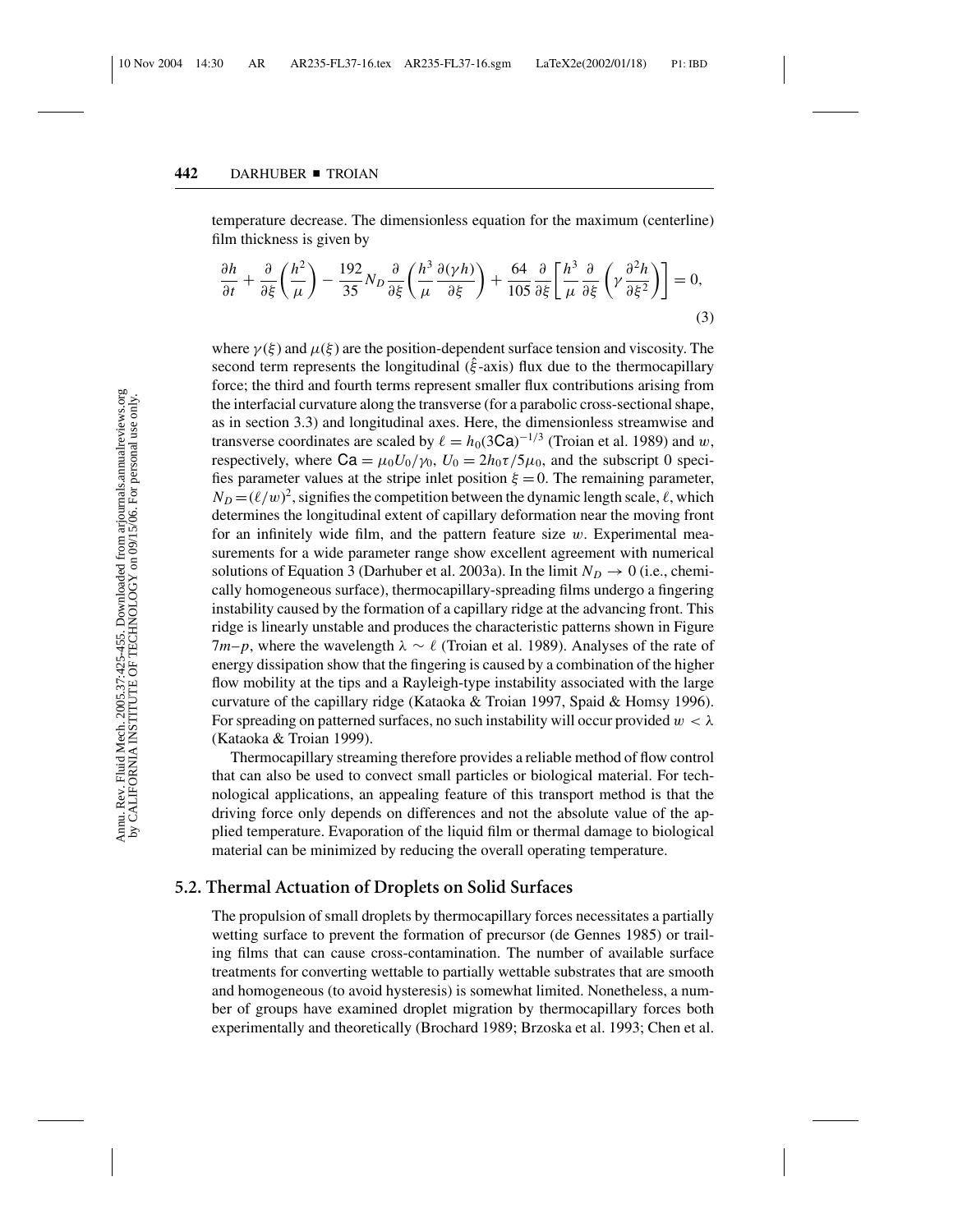temperature decrease. The dimensionless equation for the maximum (centerline) film thickness is given by

$$\frac{\partial h}{\partial t} + \frac{\partial}{\partial \xi}\left(\frac{h^2}{\mu}\right) - \frac{192}{35} N_D \frac{\partial}{\partial \xi}\left(\frac{h^3}{\mu}\frac{\partial(\gamma h)}{\partial \xi}\right) + \frac{64}{105}\frac{\partial}{\partial \xi}\left[\frac{h^3}{\mu}\frac{\partial}{\partial \xi}\left(\gamma \frac{\partial^2 h}{\partial \xi^2}\right)\right] = 0, \tag{3}$$

where $\gamma(\xi)$ and $\mu(\xi)$ are the position-dependent surface tension and viscosity. The second term represents the longitudinal ($\hat{\xi}$-axis) flux due to the thermocapillary force; the third and fourth terms represent smaller flux contributions arising from the interfacial curvature along the transverse (for a parabolic cross-sectional shape, as in section 3.3) and longitudinal axes. Here, the dimensionless streamwise and transverse coordinates are scaled by $\ell = h_0(3\mathsf{Ca})^{-1/3}$ (Troian et al. 1989) and $w$, respectively, where $\mathsf{Ca} = \mu_0 U_0/\gamma_0$, $U_0 = 2h_0\tau/5\mu_0$, and the subscript 0 specifies parameter values at the stripe inlet position $\xi = 0$. The remaining parameter, $N_D = (\ell/w)^2$, signifies the competition between the dynamic length scale, $\ell$, which determines the longitudinal extent of capillary deformation near the moving front for an infinitely wide film, and the pattern feature size $w$. Experimental measurements for a wide parameter range show excellent agreement with numerical solutions of Equation 3 (Darhuber et al. 2003a). In the limit $N_D \to 0$ (i.e., chemically homogeneous surface), thermocapillary-spreading films undergo a fingering instability caused by the formation of a capillary ridge at the advancing front. This ridge is linearly unstable and produces the characteristic patterns shown in Figure 7*m–p*, where the wavelength $\lambda \sim \ell$ (Troian et al. 1989). Analyses of the rate of energy dissipation show that the fingering is caused by a combination of the higher flow mobility at the tips and a Rayleigh-type instability associated with the large curvature of the capillary ridge (Kataoka & Troian 1997, Spaid & Homsy 1996). For spreading on patterned surfaces, no such instability will occur provided $w < \lambda$ (Kataoka & Troian 1999).

Thermocapillary streaming therefore provides a reliable method of flow control that can also be used to convect small particles or biological material. For technological applications, an appealing feature of this transport method is that the driving force only depends on differences and not the absolute value of the applied temperature. Evaporation of the liquid film or thermal damage to biological material can be minimized by reducing the overall operating temperature.

## 5.2. Thermal Actuation of Droplets on Solid Surfaces

The propulsion of small droplets by thermocapillary forces necessitates a partially wetting surface to prevent the formation of precursor (de Gennes 1985) or trailing films that can cause cross-contamination. The number of available surface treatments for converting wettable to partially wettable substrates that are smooth and homogeneous (to avoid hysteresis) is somewhat limited. Nonetheless, a number of groups have examined droplet migration by thermocapillary forces both experimentally and theoretically (Brochard 1989; Brzoska et al. 1993; Chen et al.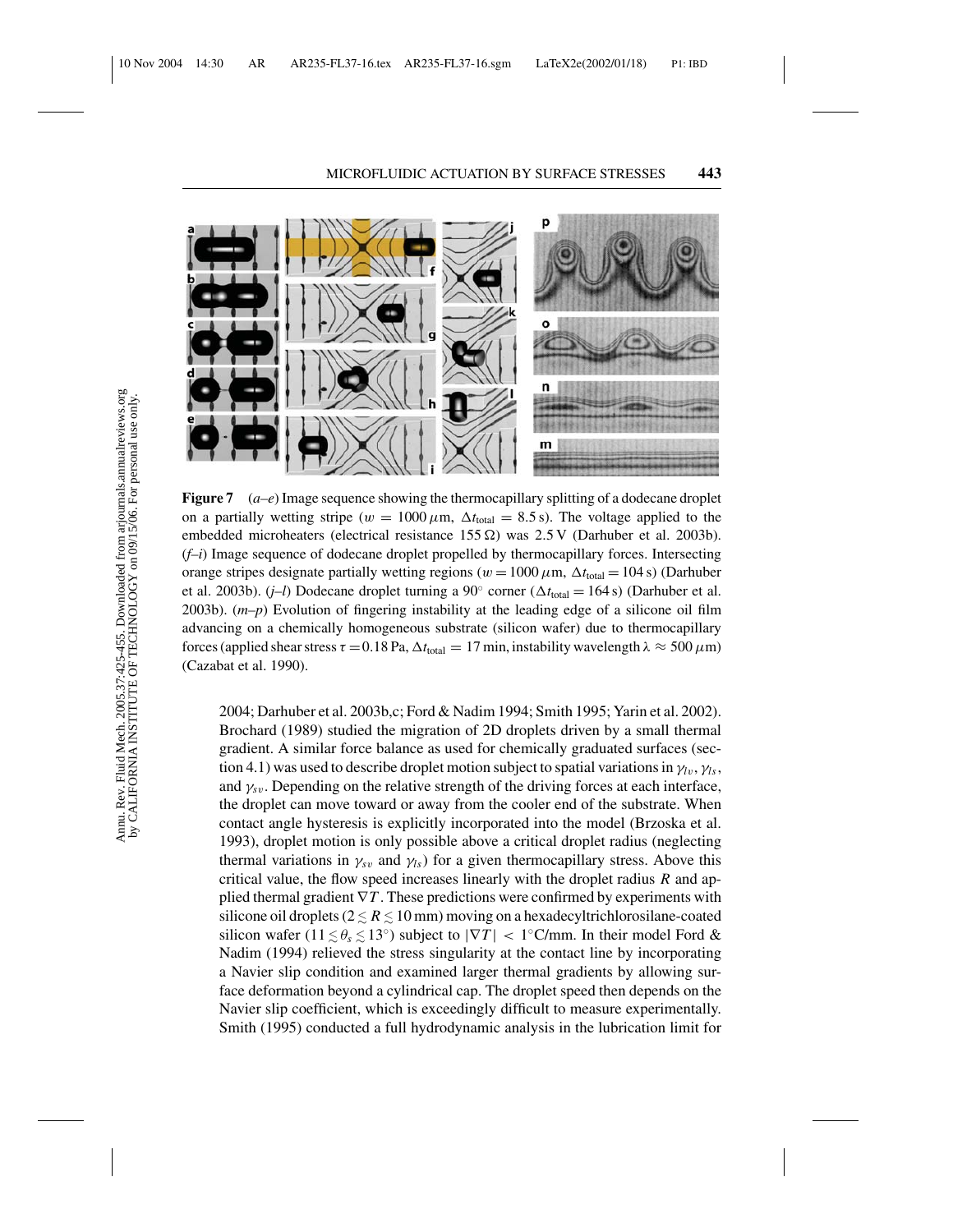**Figure 7** (*a–e*) Image sequence showing the thermocapillary splitting of a dodecane droplet on a partially wetting stripe ($w = 1000\,\mu$m, $\Delta t_{\text{total}} = 8.5$ s). The voltage applied to the embedded microheaters (electrical resistance $155\,\Omega$) was 2.5 V (Darhuber et al. 2003b). (*f–i*) Image sequence of dodecane droplet propelled by thermocapillary forces. Intersecting orange stripes designate partially wetting regions ($w = 1000\,\mu$m, $\Delta t_{\text{total}} = 104$ s) (Darhuber et al. 2003b). (*j–l*) Dodecane droplet turning a 90° corner ($\Delta t_{\text{total}} = 164$ s) (Darhuber et al. 2003b). (*m–p*) Evolution of fingering instability at the leading edge of a silicone oil film advancing on a chemically homogeneous substrate (silicon wafer) due to thermocapillary forces (applied shear stress $\tau = 0.18$ Pa, $\Delta t_{\text{total}} = 17$ min, instability wavelength $\lambda \approx 500\,\mu$m) (Cazabat et al. 1990).

2004; Darhuber et al. 2003b,c; Ford & Nadim 1994; Smith 1995; Yarin et al. 2002). Brochard (1989) studied the migration of 2D droplets driven by a small thermal gradient. A similar force balance as used for chemically graduated surfaces (section 4.1) was used to describe droplet motion subject to spatial variations in $\gamma_{lv}$, $\gamma_{ls}$, and $\gamma_{sv}$. Depending on the relative strength of the driving forces at each interface, the droplet can move toward or away from the cooler end of the substrate. When contact angle hysteresis is explicitly incorporated into the model (Brzoska et al. 1993), droplet motion is only possible above a critical droplet radius (neglecting thermal variations in $\gamma_{sv}$ and $\gamma_{ls}$) for a given thermocapillary stress. Above this critical value, the flow speed increases linearly with the droplet radius $R$ and applied thermal gradient $\nabla T$. These predictions were confirmed by experiments with silicone oil droplets ($2 \lesssim R \lesssim 10$ mm) moving on a hexadecyltrichlorosilane-coated silicon wafer ($11 \lesssim \theta_s \lesssim 13°$) subject to $|\nabla T| < 1°$C/mm. In their model Ford & Nadim (1994) relieved the stress singularity at the contact line by incorporating a Navier slip condition and examined larger thermal gradients by allowing surface deformation beyond a cylindrical cap. The droplet speed then depends on the Navier slip coefficient, which is exceedingly difficult to measure experimentally. Smith (1995) conducted a full hydrodynamic analysis in the lubrication limit for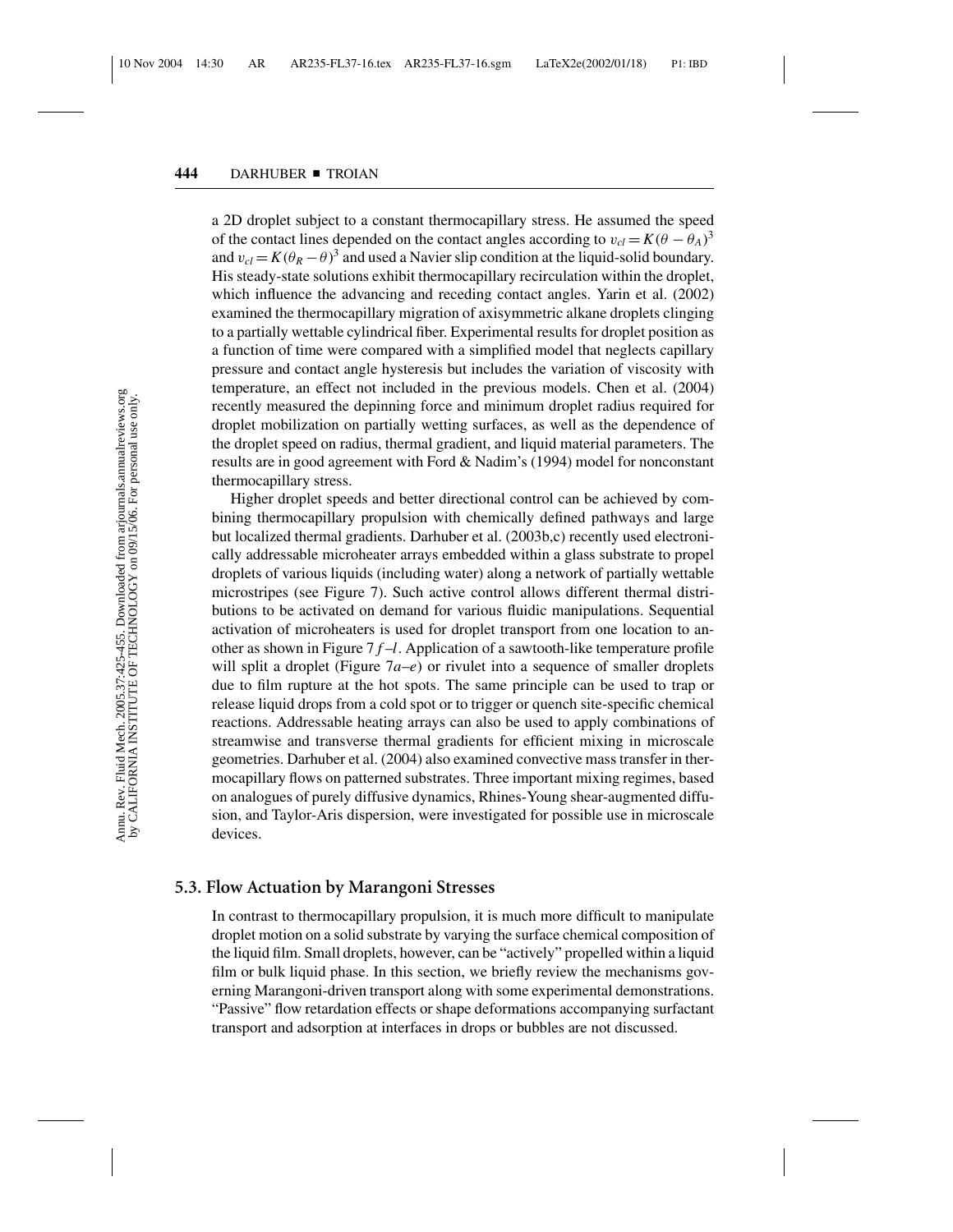a 2D droplet subject to a constant thermocapillary stress. He assumed the speed of the contact lines depended on the contact angles according to $v_{cl} = K(\theta - \theta_A)^3$ and $v_{cl} = K(\theta_R - \theta)^3$ and used a Navier slip condition at the liquid-solid boundary. His steady-state solutions exhibit thermocapillary recirculation within the droplet, which influence the advancing and receding contact angles. Yarin et al. (2002) examined the thermocapillary migration of axisymmetric alkane droplets clinging to a partially wettable cylindrical fiber. Experimental results for droplet position as a function of time were compared with a simplified model that neglects capillary pressure and contact angle hysteresis but includes the variation of viscosity with temperature, an effect not included in the previous models. Chen et al. (2004) recently measured the depinning force and minimum droplet radius required for droplet mobilization on partially wetting surfaces, as well as the dependence of the droplet speed on radius, thermal gradient, and liquid material parameters. The results are in good agreement with Ford & Nadim's (1994) model for nonconstant thermocapillary stress.

Higher droplet speeds and better directional control can be achieved by combining thermocapillary propulsion with chemically defined pathways and large but localized thermal gradients. Darhuber et al. (2003b,c) recently used electronically addressable microheater arrays embedded within a glass substrate to propel droplets of various liquids (including water) along a network of partially wettable microstripes (see Figure 7). Such active control allows different thermal distributions to be activated on demand for various fluidic manipulations. Sequential activation of microheaters is used for droplet transport from one location to another as shown in Figure 7*f*–*l*. Application of a sawtooth-like temperature profile will split a droplet (Figure 7*a*–*e*) or rivulet into a sequence of smaller droplets due to film rupture at the hot spots. The same principle can be used to trap or release liquid drops from a cold spot or to trigger or quench site-specific chemical reactions. Addressable heating arrays can also be used to apply combinations of streamwise and transverse thermal gradients for efficient mixing in microscale geometries. Darhuber et al. (2004) also examined convective mass transfer in thermocapillary flows on patterned substrates. Three important mixing regimes, based on analogues of purely diffusive dynamics, Rhines-Young shear-augmented diffusion, and Taylor-Aris dispersion, were investigated for possible use in microscale devices.

## 5.3. Flow Actuation by Marangoni Stresses

In contrast to thermocapillary propulsion, it is much more difficult to manipulate droplet motion on a solid substrate by varying the surface chemical composition of the liquid film. Small droplets, however, can be "actively" propelled within a liquid film or bulk liquid phase. In this section, we briefly review the mechanisms governing Marangoni-driven transport along with some experimental demonstrations. "Passive" flow retardation effects or shape deformations accompanying surfactant transport and adsorption at interfaces in drops or bubbles are not discussed.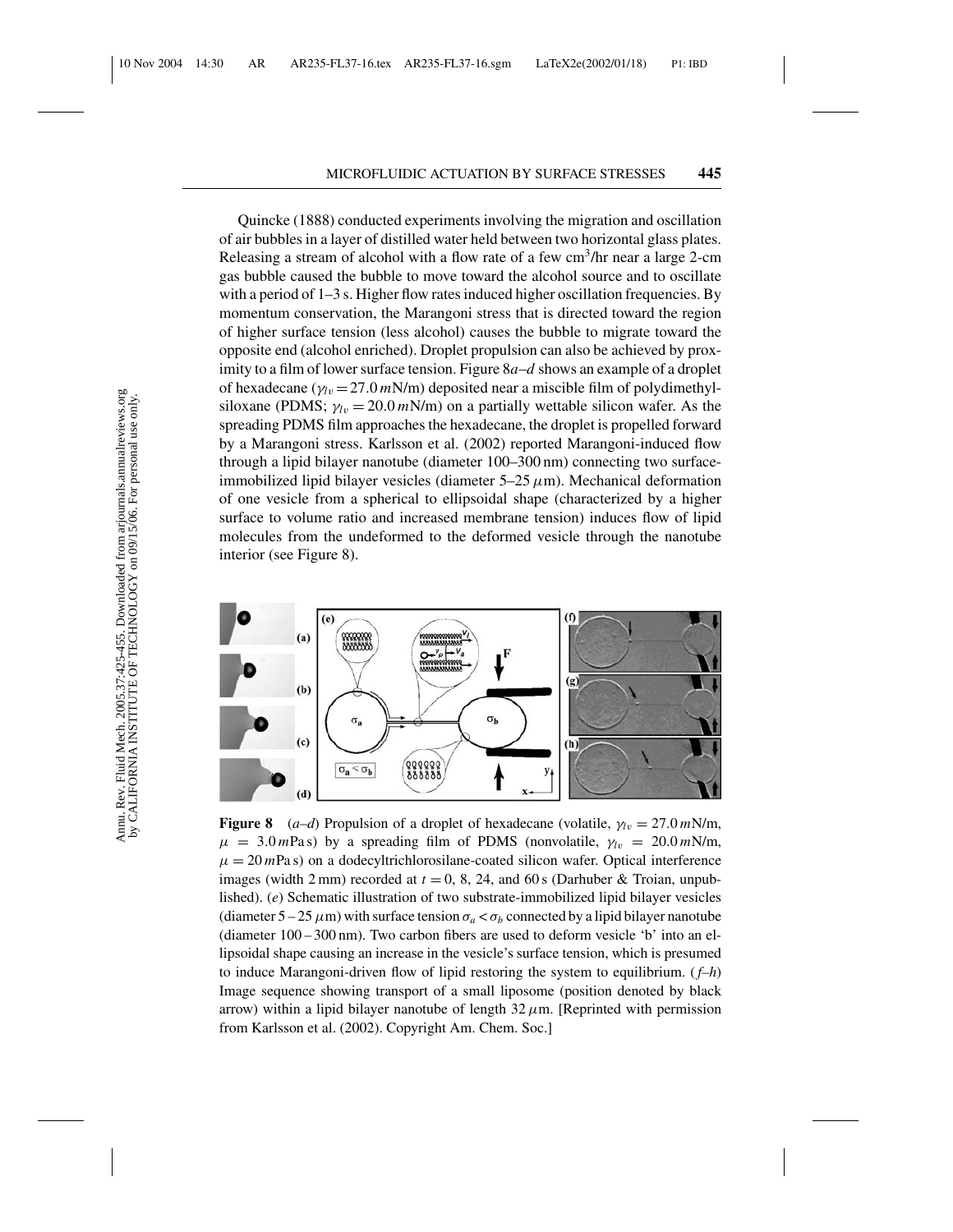Quincke (1888) conducted experiments involving the migration and oscillation of air bubbles in a layer of distilled water held between two horizontal glass plates. Releasing a stream of alcohol with a flow rate of a few $cm^3$/hr near a large 2-cm gas bubble caused the bubble to move toward the alcohol source and to oscillate with a period of 1–3 s. Higher flow rates induced higher oscillation frequencies. By momentum conservation, the Marangoni stress that is directed toward the region of higher surface tension (less alcohol) causes the bubble to migrate toward the opposite end (alcohol enriched). Droplet propulsion can also be achieved by proximity to a film of lower surface tension. Figure 8*a–d* shows an example of a droplet of hexadecane ($\gamma_{lv} = 27.0\, m$N/m) deposited near a miscible film of polydimethylsiloxane (PDMS; $\gamma_{lv} = 20.0\, m$N/m) on a partially wettable silicon wafer. As the spreading PDMS film approaches the hexadecane, the droplet is propelled forward by a Marangoni stress. Karlsson et al. (2002) reported Marangoni-induced flow through a lipid bilayer nanotube (diameter 100–300 nm) connecting two surface-immobilized lipid bilayer vesicles (diameter 5–25 $\mu$m). Mechanical deformation of one vesicle from a spherical to ellipsoidal shape (characterized by a higher surface to volume ratio and increased membrane tension) induces flow of lipid molecules from the undeformed to the deformed vesicle through the nanotube interior (see Figure 8).

**Figure 8** (*a–d*) Propulsion of a droplet of hexadecane (volatile, $\gamma_{lv} = 27.0\, m$N/m, $\mu = 3.0\, m$Pa s) by a spreading film of PDMS (nonvolatile, $\gamma_{lv} = 20.0\, m$N/m, $\mu = 20\, m$Pa s) on a dodecyltrichlorosilane-coated silicon wafer. Optical interference images (width 2 mm) recorded at $t = 0$, 8, 24, and 60 s (Darhuber & Troian, unpublished). (*e*) Schematic illustration of two substrate-immobilized lipid bilayer vesicles (diameter 5 – 25 $\mu$m) with surface tension $\sigma_a < \sigma_b$ connected by a lipid bilayer nanotube (diameter 100 – 300 nm). Two carbon fibers are used to deform vesicle 'b' into an ellipsoidal shape causing an increase in the vesicle's surface tension, which is presumed to induce Marangoni-driven flow of lipid restoring the system to equilibrium. (*f–h*) Image sequence showing transport of a small liposome (position denoted by black arrow) within a lipid bilayer nanotube of length 32 $\mu$m. [Reprinted with permission from Karlsson et al. (2002). Copyright Am. Chem. Soc.]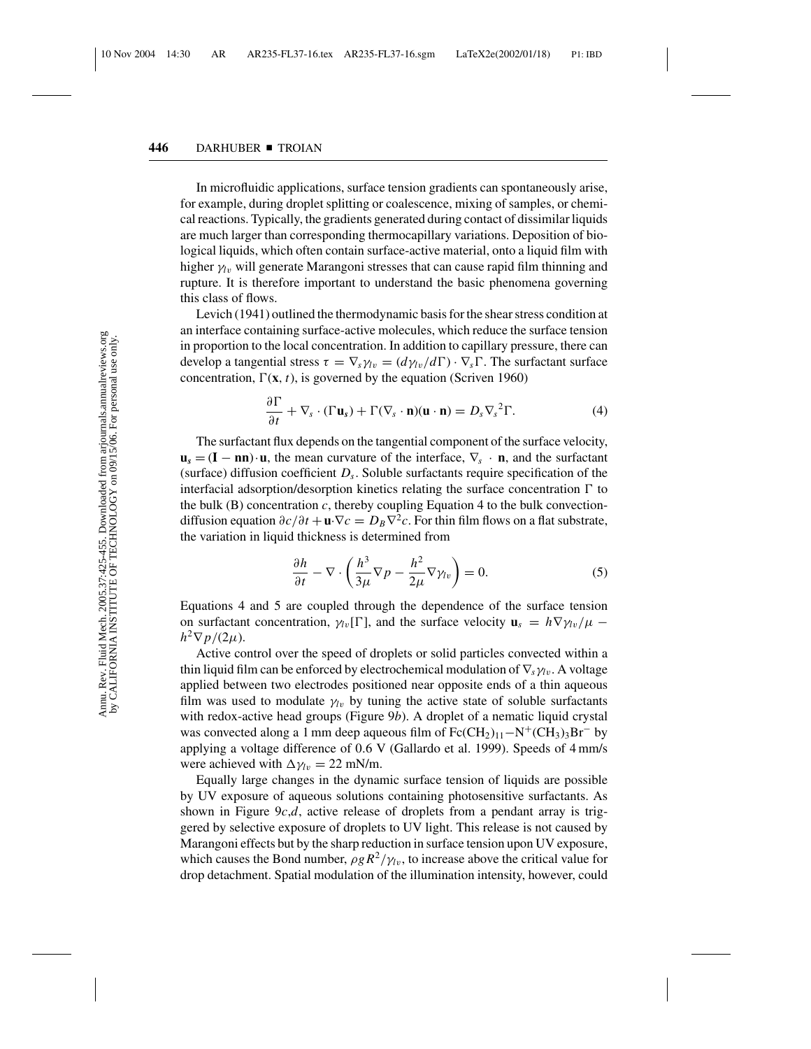In microfluidic applications, surface tension gradients can spontaneously arise, for example, during droplet splitting or coalescence, mixing of samples, or chemical reactions. Typically, the gradients generated during contact of dissimilar liquids are much larger than corresponding thermocapillary variations. Deposition of biological liquids, which often contain surface-active material, onto a liquid film with higher $\gamma_{lv}$ will generate Marangoni stresses that can cause rapid film thinning and rupture. It is therefore important to understand the basic phenomena governing this class of flows.

Levich (1941) outlined the thermodynamic basis for the shear stress condition at an interface containing surface-active molecules, which reduce the surface tension in proportion to the local concentration. In addition to capillary pressure, there can develop a tangential stress $\tau = \nabla_s \gamma_{lv} = (d\gamma_{lv}/d\Gamma) \cdot \nabla_s \Gamma$. The surfactant surface concentration, $\Gamma(\mathbf{x}, t)$, is governed by the equation (Scriven 1960)

$$\frac{\partial \Gamma}{\partial t} + \nabla_s \cdot (\Gamma \mathbf{u}_s) + \Gamma(\nabla_s \cdot \mathbf{n})(\mathbf{u} \cdot \mathbf{n}) = D_s {\nabla_s}^2 \Gamma. \tag{4}$$

The surfactant flux depends on the tangential component of the surface velocity, $\mathbf{u}_s = (\mathbf{I} - \mathbf{nn}) \cdot \mathbf{u}$, the mean curvature of the interface, $\nabla_s \cdot \mathbf{n}$, and the surfactant (surface) diffusion coefficient $D_s$. Soluble surfactants require specification of the interfacial adsorption/desorption kinetics relating the surface concentration $\Gamma$ to the bulk (B) concentration $c$, thereby coupling Equation 4 to the bulk convection-diffusion equation $\partial c/\partial t + \mathbf{u} \cdot \nabla c = D_B \nabla^2 c$. For thin film flows on a flat substrate, the variation in liquid thickness is determined from

$$\frac{\partial h}{\partial t} - \nabla \cdot \left( \frac{h^3}{3\mu} \nabla p - \frac{h^2}{2\mu} \nabla \gamma_{lv} \right) = 0. \tag{5}$$

Equations 4 and 5 are coupled through the dependence of the surface tension on surfactant concentration, $\gamma_{lv}[\Gamma]$, and the surface velocity $\mathbf{u}_s = h \nabla \gamma_{lv}/\mu - h^2 \nabla p/(2\mu)$.

Active control over the speed of droplets or solid particles convected within a thin liquid film can be enforced by electrochemical modulation of $\nabla_s \gamma_{lv}$. A voltage applied between two electrodes positioned near opposite ends of a thin aqueous film was used to modulate $\gamma_{lv}$ by tuning the active state of soluble surfactants with redox-active head groups (Figure 9*b*). A droplet of a nematic liquid crystal was convected along a 1 mm deep aqueous film of $Fc(CH_2)_{11}{-}N^+(CH_3)_3Br^-$ by applying a voltage difference of 0.6 V (Gallardo et al. 1999). Speeds of 4 mm/s were achieved with $\Delta\gamma_{lv} = 22$ mN/m.

Equally large changes in the dynamic surface tension of liquids are possible by UV exposure of aqueous solutions containing photosensitive surfactants. As shown in Figure 9*c*,*d*, active release of droplets from a pendant array is triggered by selective exposure of droplets to UV light. This release is not caused by Marangoni effects but by the sharp reduction in surface tension upon UV exposure, which causes the Bond number, $\rho g R^2/\gamma_{lv}$, to increase above the critical value for drop detachment. Spatial modulation of the illumination intensity, however, could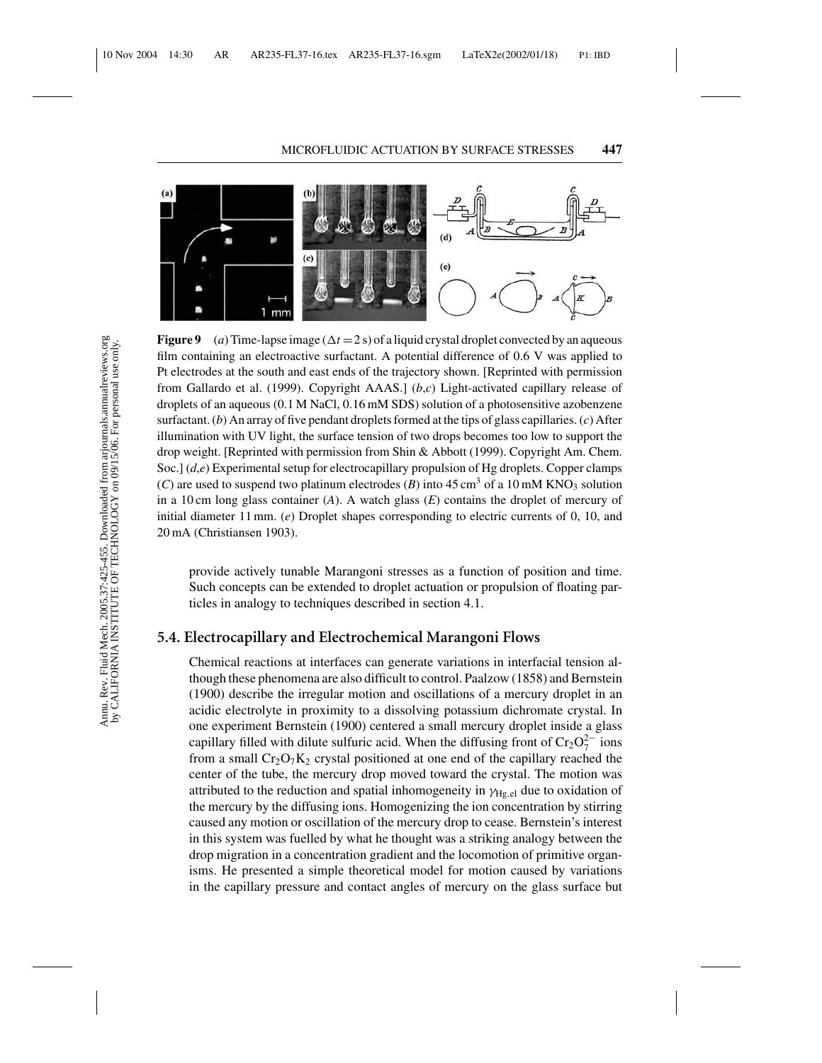**Figure 9** (*a*) Time-lapse image ($\Delta t = 2$ s) of a liquid crystal droplet convected by an aqueous film containing an electroactive surfactant. A potential difference of 0.6 V was applied to Pt electrodes at the south and east ends of the trajectory shown. [Reprinted with permission from Gallardo et al. (1999). Copyright AAAS.] (*b*,*c*) Light-activated capillary release of droplets of an aqueous (0.1 M NaCl, 0.16 mM SDS) solution of a photosensitive azobenzene surfactant. (*b*) An array of five pendant droplets formed at the tips of glass capillaries. (*c*) After illumination with UV light, the surface tension of two drops becomes too low to support the drop weight. [Reprinted with permission from Shin & Abbott (1999). Copyright Am. Chem. Soc.] (*d*,*e*) Experimental setup for electrocapillary propulsion of Hg droplets. Copper clamps (*C*) are used to suspend two platinum electrodes (*B*) into 45 cm$^3$ of a 10 mM $KNO_3$ solution in a 10 cm long glass container (*A*). A watch glass (*E*) contains the droplet of mercury of initial diameter 11 mm. (*e*) Droplet shapes corresponding to electric currents of 0, 10, and 20 mA (Christiansen 1903).

provide actively tunable Marangoni stresses as a function of position and time. Such concepts can be extended to droplet actuation or propulsion of floating particles in analogy to techniques described in section 4.1.

## 5.4. Electrocapillary and Electrochemical Marangoni Flows

Chemical reactions at interfaces can generate variations in interfacial tension although these phenomena are also difficult to control. Paalzow (1858) and Bernstein (1900) describe the irregular motion and oscillations of a mercury droplet in an acidic electrolyte in proximity to a dissolving potassium dichromate crystal. In one experiment Bernstein (1900) centered a small mercury droplet inside a glass capillary filled with dilute sulfuric acid. When the diffusing front of $Cr_2O_7^{2-}$ ions from a small $Cr_2O_7K_2$ crystal positioned at one end of the capillary reached the center of the tube, the mercury drop moved toward the crystal. The motion was attributed to the reduction and spatial inhomogeneity in $\gamma_{\mathrm{Hg,el}}$ due to oxidation of the mercury by the diffusing ions. Homogenizing the ion concentration by stirring caused any motion or oscillation of the mercury drop to cease. Bernstein's interest in this system was fuelled by what he thought was a striking analogy between the drop migration in a concentration gradient and the locomotion of primitive organisms. He presented a simple theoretical model for motion caused by variations in the capillary pressure and contact angles of mercury on the glass surface but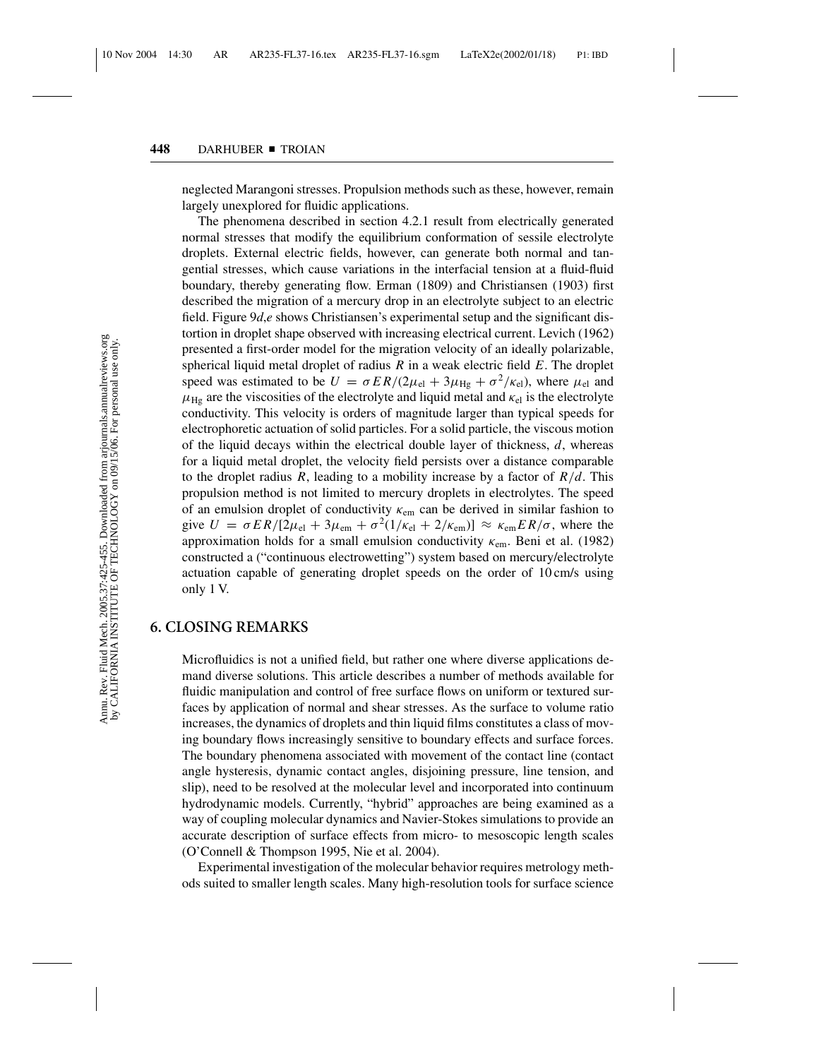neglected Marangoni stresses. Propulsion methods such as these, however, remain largely unexplored for fluidic applications.

The phenomena described in section 4.2.1 result from electrically generated normal stresses that modify the equilibrium conformation of sessile electrolyte droplets. External electric fields, however, can generate both normal and tangential stresses, which cause variations in the interfacial tension at a fluid-fluid boundary, thereby generating flow. Erman (1809) and Christiansen (1903) first described the migration of a mercury drop in an electrolyte subject to an electric field. Figure 9*d*,*e* shows Christiansen's experimental setup and the significant distortion in droplet shape observed with increasing electrical current. Levich (1962) presented a first-order model for the migration velocity of an ideally polarizable, spherical liquid metal droplet of radius $R$ in a weak electric field $E$. The droplet speed was estimated to be $U = \sigma E R/(2\mu_{el} + 3\mu_{Hg} + \sigma^2/\kappa_{el})$, where $\mu_{el}$ and $\mu_{Hg}$ are the viscosities of the electrolyte and liquid metal and $\kappa_{el}$ is the electrolyte conductivity. This velocity is orders of magnitude larger than typical speeds for electrophoretic actuation of solid particles. For a solid particle, the viscous motion of the liquid decays within the electrical double layer of thickness, $d$, whereas for a liquid metal droplet, the velocity field persists over a distance comparable to the droplet radius $R$, leading to a mobility increase by a factor of $R/d$. This propulsion method is not limited to mercury droplets in electrolytes. The speed of an emulsion droplet of conductivity $\kappa_{em}$ can be derived in similar fashion to give $U = \sigma E R/[2\mu_{el} + 3\mu_{em} + \sigma^2(1/\kappa_{el} + 2/\kappa_{em})] \approx \kappa_{em} E R/\sigma$, where the approximation holds for a small emulsion conductivity $\kappa_{em}$. Beni et al. (1982) constructed a ("continuous electrowetting") system based on mercury/electrolyte actuation capable of generating droplet speeds on the order of 10 cm/s using only 1 V.

## 6. CLOSING REMARKS

Microfluidics is not a unified field, but rather one where diverse applications demand diverse solutions. This article describes a number of methods available for fluidic manipulation and control of free surface flows on uniform or textured surfaces by application of normal and shear stresses. As the surface to volume ratio increases, the dynamics of droplets and thin liquid films constitutes a class of moving boundary flows increasingly sensitive to boundary effects and surface forces. The boundary phenomena associated with movement of the contact line (contact angle hysteresis, dynamic contact angles, disjoining pressure, line tension, and slip), need to be resolved at the molecular level and incorporated into continuum hydrodynamic models. Currently, "hybrid" approaches are being examined as a way of coupling molecular dynamics and Navier-Stokes simulations to provide an accurate description of surface effects from micro- to mesoscopic length scales (O'Connell & Thompson 1995, Nie et al. 2004).

Experimental investigation of the molecular behavior requires metrology methods suited to smaller length scales. Many high-resolution tools for surface science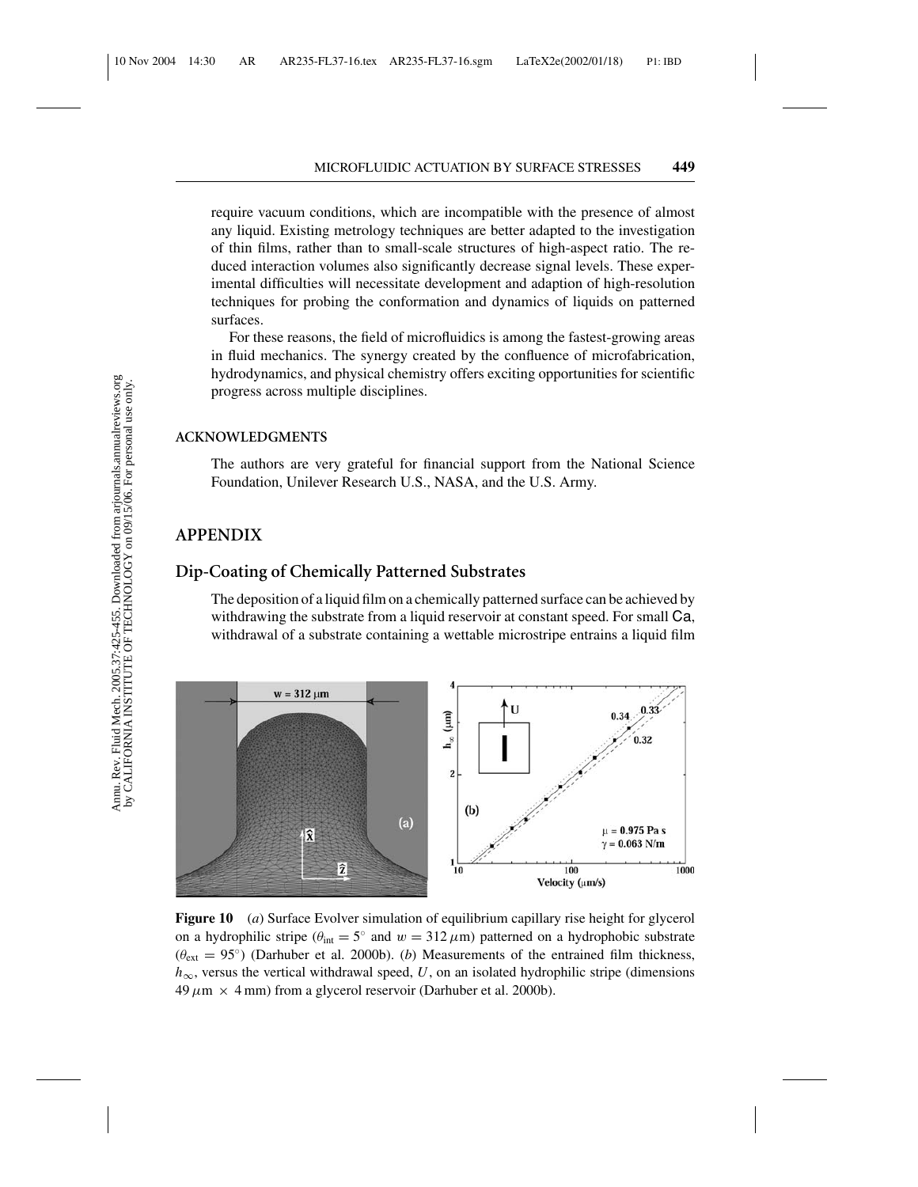require vacuum conditions, which are incompatible with the presence of almost any liquid. Existing metrology techniques are better adapted to the investigation of thin films, rather than to small-scale structures of high-aspect ratio. The reduced interaction volumes also significantly decrease signal levels. These experimental difficulties will necessitate development and adaption of high-resolution techniques for probing the conformation and dynamics of liquids on patterned surfaces.

For these reasons, the field of microfluidics is among the fastest-growing areas in fluid mechanics. The synergy created by the confluence of microfabrication, hydrodynamics, and physical chemistry offers exciting opportunities for scientific progress across multiple disciplines.

### ACKNOWLEDGMENTS

The authors are very grateful for financial support from the National Science Foundation, Unilever Research U.S., NASA, and the U.S. Army.

## APPENDIX

### Dip-Coating of Chemically Patterned Substrates

The deposition of a liquid film on a chemically patterned surface can be achieved by withdrawing the substrate from a liquid reservoir at constant speed. For small Ca, withdrawal of a substrate containing a wettable microstripe entrains a liquid film

**Figure 10** (*a*) Surface Evolver simulation of equilibrium capillary rise height for glycerol on a hydrophilic stripe ($\theta_{\text{int}} = 5^{\circ}$ and $w = 312\,\mu\text{m}$) patterned on a hydrophobic substrate ($\theta_{\text{ext}} = 95^{\circ}$) (Darhuber et al. 2000b). (*b*) Measurements of the entrained film thickness, $h_{\infty}$, versus the vertical withdrawal speed, $U$, on an isolated hydrophilic stripe (dimensions $49\,\mu\text{m} \times 4\,\text{mm}$) from a glycerol reservoir (Darhuber et al. 2000b).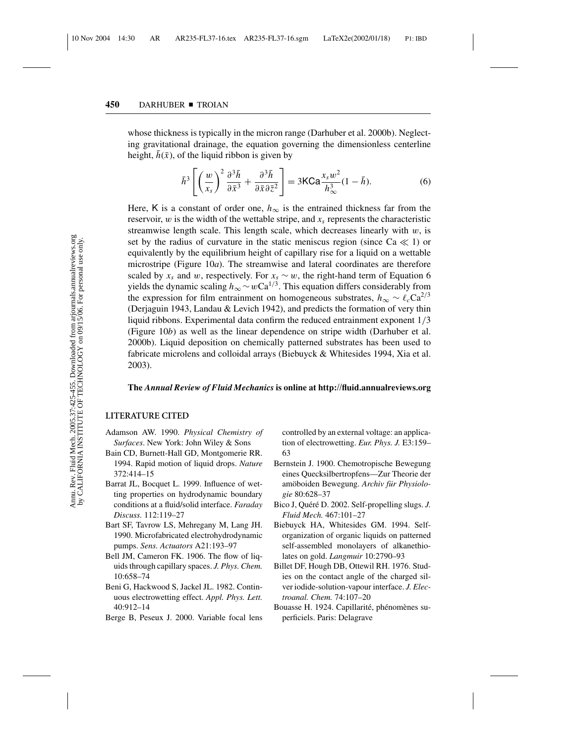whose thickness is typically in the micron range (Darhuber et al. 2000b). Neglecting gravitational drainage, the equation governing the dimensionless centerline height, $\bar{h}(\bar{x})$, of the liquid ribbon is given by

$$\bar{h}^3 \left[ \left( \frac{w}{x_s} \right)^2 \frac{\partial^3 \bar{h}}{\partial \bar{x}^3} + \frac{\partial^3 \bar{h}}{\partial \bar{x} \partial \bar{z}^2} \right] = 3\mathsf{K}\mathsf{Ca} \frac{x_s w^2}{h_\infty^3} (1 - \bar{h}). \tag{6}$$

Here, $\mathsf{K}$ is a constant of order one, $h_\infty$ is the entrained thickness far from the reservoir, $w$ is the width of the wettable stripe, and $x_s$ represents the characteristic streamwise length scale. This length scale, which decreases linearly with $w$, is set by the radius of curvature in the static meniscus region (since $\mathrm{Ca} \ll 1$) or equivalently by the equilibrium height of capillary rise for a liquid on a wettable microstripe (Figure 10*a*). The streamwise and lateral coordinates are therefore scaled by $x_s$ and $w$, respectively. For $x_s \sim w$, the right-hand term of Equation 6 yields the dynamic scaling $h_\infty \sim w\mathrm{Ca}^{1/3}$. This equation differs considerably from the expression for film entrainment on homogeneous substrates, $h_\infty \sim \ell_c \mathrm{Ca}^{2/3}$ (Derjaguin 1943, Landau & Levich 1942), and predicts the formation of very thin liquid ribbons. Experimental data confirm the reduced entrainment exponent $1/3$ (Figure 10*b*) as well as the linear dependence on stripe width (Darhuber et al. 2000b). Liquid deposition on chemically patterned substrates has been used to fabricate microlens and colloidal arrays (Biebuyck & Whitesides 1994, Xia et al. 2003).

**The *Annual Review of Fluid Mechanics* is online at http://fluid.annualreviews.org**

## LITERATURE CITED

Adamson AW. 1990. *Physical Chemistry of Surfaces*. New York: John Wiley & Sons

Bain CD, Burnett-Hall GD, Montgomerie RR. 1994. Rapid motion of liquid drops. *Nature* 372:414–15

Barrat JL, Bocquet L. 1999. Influence of wetting properties on hydrodynamic boundary conditions at a fluid/solid interface. *Faraday Discuss.* 112:119–27

Bart SF, Tavrow LS, Mehregany M, Lang JH. 1990. Microfabricated electrohydrodynamic pumps. *Sens. Actuators* A21:193–97

Bell JM, Cameron FK. 1906. The flow of liquids through capillary spaces. *J. Phys. Chem.* 10:658–74

Beni G, Hackwood S, Jackel JL. 1982. Continuous electrowetting effect. *Appl. Phys. Lett.* 40:912–14

Berge B, Peseux J. 2000. Variable focal lens controlled by an external voltage: an application of electrowetting. *Eur. Phys. J.* E3:159–63

Bernstein J. 1900. Chemotropische Bewegung eines Quecksilbertropfens—Zur Theorie der amöboiden Bewegung. *Archiv für Physiologie* 80:628–37

Bico J, Quéré D. 2002. Self-propelling slugs. *J. Fluid Mech.* 467:101–27

Biebuyck HA, Whitesides GM. 1994. Self-organization of organic liquids on patterned self-assembled monolayers of alkanethiolates on gold. *Langmuir* 10:2790–93

Billet DF, Hough DB, Ottewil RH. 1976. Studies on the contact angle of the charged silver iodide-solution-vapour interface. *J. Electroanal. Chem.* 74:107–20

Bouasse H. 1924. Capillarité, phénomènes superficiels. Paris: Delagrave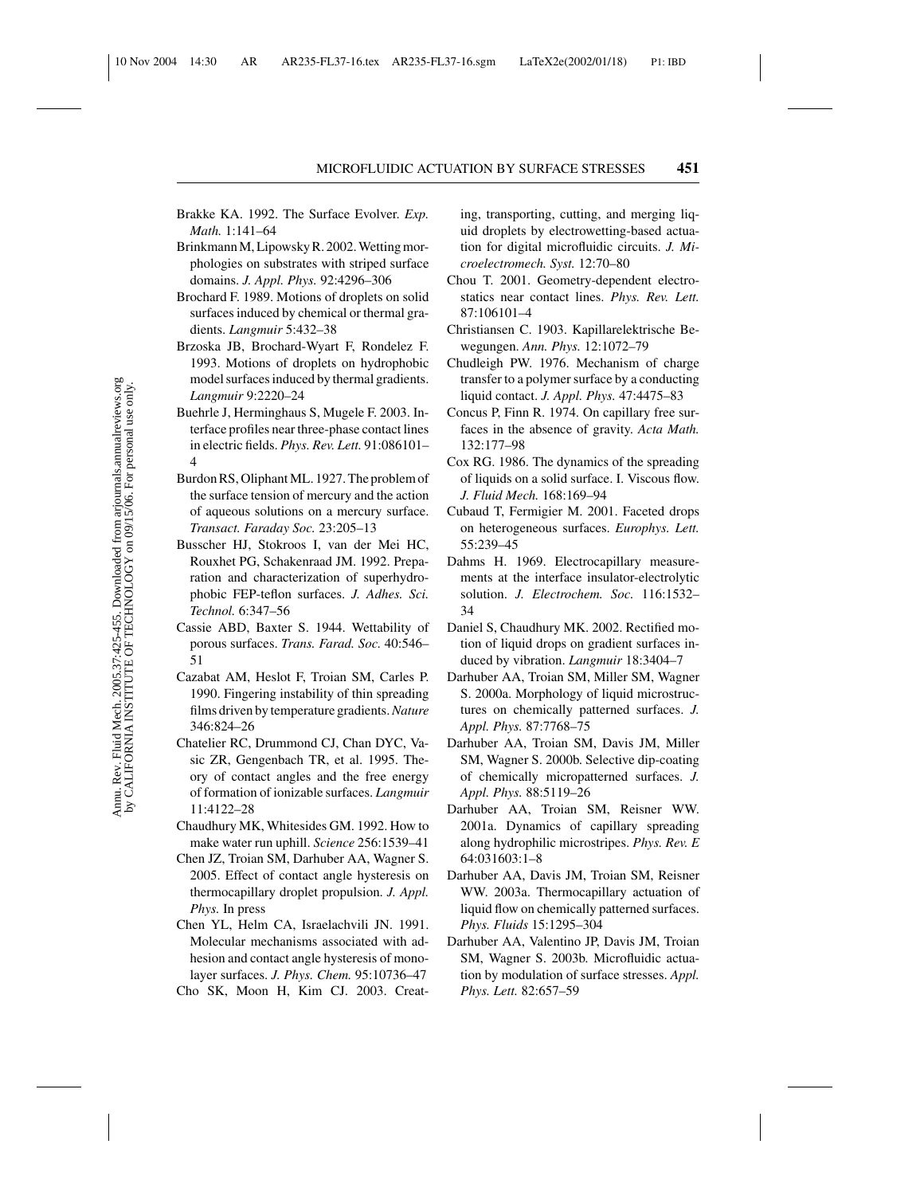Brakke KA. 1992. The Surface Evolver. *Exp. Math.* 1:141–64

Brinkmann M, Lipowsky R. 2002. Wetting morphologies on substrates with striped surface domains. *J. Appl. Phys.* 92:4296–306

Brochard F. 1989. Motions of droplets on solid surfaces induced by chemical or thermal gradients. *Langmuir* 5:432–38

Brzoska JB, Brochard-Wyart F, Rondelez F. 1993. Motions of droplets on hydrophobic model surfaces induced by thermal gradients. *Langmuir* 9:2220–24

Buehrle J, Herminghaus S, Mugele F. 2003. Interface profiles near three-phase contact lines in electric fields. *Phys. Rev. Lett.* 91:086101–4

Burdon RS, Oliphant ML. 1927. The problem of the surface tension of mercury and the action of aqueous solutions on a mercury surface. *Transact. Faraday Soc.* 23:205–13

Busscher HJ, Stokroos I, van der Mei HC, Rouxhet PG, Schakenraad JM. 1992. Preparation and characterization of superhydrophobic FEP-teflon surfaces. *J. Adhes. Sci. Technol.* 6:347–56

Cassie ABD, Baxter S. 1944. Wettability of porous surfaces. *Trans. Farad. Soc.* 40:546–51

Cazabat AM, Heslot F, Troian SM, Carles P. 1990. Fingering instability of thin spreading films driven by temperature gradients. *Nature* 346:824–26

Chatelier RC, Drummond CJ, Chan DYC, Vasic ZR, Gengenbach TR, et al. 1995. Theory of contact angles and the free energy of formation of ionizable surfaces. *Langmuir* 11:4122–28

Chaudhury MK, Whitesides GM. 1992. How to make water run uphill. *Science* 256:1539–41

Chen JZ, Troian SM, Darhuber AA, Wagner S. 2005. Effect of contact angle hysteresis on thermocapillary droplet propulsion. *J. Appl. Phys.* In press

Chen YL, Helm CA, Israelachvili JN. 1991. Molecular mechanisms associated with adhesion and contact angle hysteresis of monolayer surfaces. *J. Phys. Chem.* 95:10736–47

Cho SK, Moon H, Kim CJ. 2003. Creating, transporting, cutting, and merging liquid droplets by electrowetting-based actuation for digital microfluidic circuits. *J. Microelectromech. Syst.* 12:70–80

Chou T. 2001. Geometry-dependent electrostatics near contact lines. *Phys. Rev. Lett.* 87:106101–4

Christiansen C. 1903. Kapillarelektrische Bewegungen. *Ann. Phys.* 12:1072–79

Chudleigh PW. 1976. Mechanism of charge transfer to a polymer surface by a conducting liquid contact. *J. Appl. Phys.* 47:4475–83

Concus P, Finn R. 1974. On capillary free surfaces in the absence of gravity. *Acta Math.* 132:177–98

Cox RG. 1986. The dynamics of the spreading of liquids on a solid surface. I. Viscous flow. *J. Fluid Mech.* 168:169–94

Cubaud T, Fermigier M. 2001. Faceted drops on heterogeneous surfaces. *Europhys. Lett.* 55:239–45

Dahms H. 1969. Electrocapillary measurements at the interface insulator-electrolytic solution. *J. Electrochem. Soc.* 116:1532–34

Daniel S, Chaudhury MK. 2002. Rectified motion of liquid drops on gradient surfaces induced by vibration. *Langmuir* 18:3404–7

Darhuber AA, Troian SM, Miller SM, Wagner S. 2000a. Morphology of liquid microstructures on chemically patterned surfaces. *J. Appl. Phys.* 87:7768–75

Darhuber AA, Troian SM, Davis JM, Miller SM, Wagner S. 2000b. Selective dip-coating of chemically micropatterned surfaces. *J. Appl. Phys.* 88:5119–26

Darhuber AA, Troian SM, Reisner WW. 2001a. Dynamics of capillary spreading along hydrophilic microstripes. *Phys. Rev. E* 64:031603:1–8

Darhuber AA, Davis JM, Troian SM, Reisner WW. 2003a. Thermocapillary actuation of liquid flow on chemically patterned surfaces. *Phys. Fluids* 15:1295–304

Darhuber AA, Valentino JP, Davis JM, Troian SM, Wagner S. 2003b. Microfluidic actuation by modulation of surface stresses. *Appl. Phys. Lett.* 82:657–59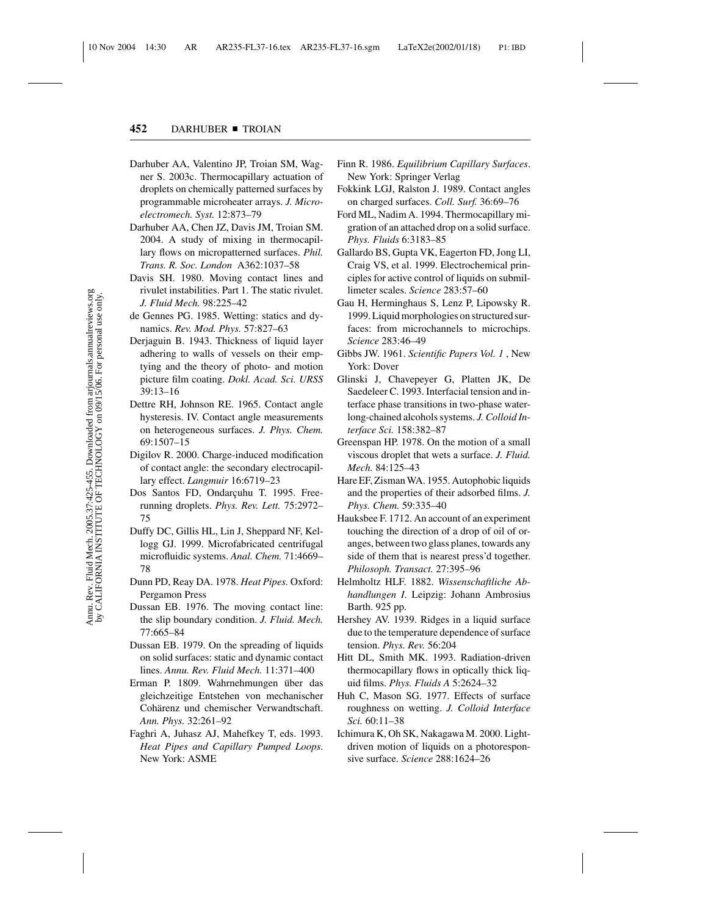Darhuber AA, Valentino JP, Troian SM, Wagner S. 2003c. Thermocapillary actuation of droplets on chemically patterned surfaces by programmable microheater arrays. *J. Microelectromech. Syst.* 12:873–79

Darhuber AA, Chen JZ, Davis JM, Troian SM. 2004. A study of mixing in thermocapillary flows on micropatterned surfaces. *Phil. Trans. R. Soc. London* A362:1037–58

Davis SH. 1980. Moving contact lines and rivulet instabilities. Part 1. The static rivulet. *J. Fluid Mech.* 98:225–42

de Gennes PG. 1985. Wetting: statics and dynamics. *Rev. Mod. Phys.* 57:827–63

Derjaguin B. 1943. Thickness of liquid layer adhering to walls of vessels on their emptying and the theory of photo- and motion picture film coating. *Dokl. Acad. Sci. URSS* 39:13–16

Dettre RH, Johnson RE. 1965. Contact angle hysteresis. IV. Contact angle measurements on heterogeneous surfaces. *J. Phys. Chem.* 69:1507–15

Digilov R. 2000. Charge-induced modification of contact angle: the secondary electrocapillary effect. *Langmuir* 16:6719–23

Dos Santos FD, Ondarçuhu T. 1995. Free-running droplets. *Phys. Rev. Lett.* 75:2972–75

Duffy DC, Gillis HL, Lin J, Sheppard NF, Kellogg GJ. 1999. Microfabricated centrifugal microfluidic systems. *Anal. Chem.* 71:4669–78

Dunn PD, Reay DA. 1978. *Heat Pipes.* Oxford: Pergamon Press

Dussan EB. 1976. The moving contact line: the slip boundary condition. *J. Fluid. Mech.* 77:665–84

Dussan EB. 1979. On the spreading of liquids on solid surfaces: static and dynamic contact lines. *Annu. Rev. Fluid Mech.* 11:371–400

Erman P. 1809. Wahrnehmungen über das gleichzeitige Entstehen von mechanischer Cohärenz und chemischer Verwandtschaft. *Ann. Phys.* 32:261–92

Faghri A, Juhasz AJ, Mahefkey T, eds. 1993. *Heat Pipes and Capillary Pumped Loops*. New York: ASME

Finn R. 1986. *Equilibrium Capillary Surfaces*. New York: Springer Verlag

Fokkink LGJ, Ralston J. 1989. Contact angles on charged surfaces. *Coll. Surf.* 36:69–76

Ford ML, Nadim A. 1994. Thermocapillary migration of an attached drop on a solid surface. *Phys. Fluids* 6:3183–85

Gallardo BS, Gupta VK, Eagerton FD, Jong LI, Craig VS, et al. 1999. Electrochemical principles for active control of liquids on submillimeter scales. *Science* 283:57–60

Gau H, Herminghaus S, Lenz P, Lipowsky R. 1999. Liquid morphologies on structured surfaces: from microchannels to microchips. *Science* 283:46–49

Gibbs JW. 1961. *Scientific Papers Vol. 1* , New York: Dover

Glinski J, Chavepeyer G, Platten JK, De Saedeleer C. 1993. Interfacial tension and interface phase transitions in two-phase water-long-chained alcohols systems. *J. Colloid Interface Sci.* 158:382–87

Greenspan HP. 1978. On the motion of a small viscous droplet that wets a surface. *J. Fluid. Mech.* 84:125–43

Hare EF, Zisman WA. 1955. Autophobic liquids and the properties of their adsorbed films. *J. Phys. Chem.* 59:335–40

Hauksbee F. 1712. An account of an experiment touching the direction of a drop of oil of oranges, between two glass planes, towards any side of them that is nearest press'd together. *Philosoph. Transact.* 27:395–96

Helmholtz HLF. 1882. *Wissenschaftliche Abhandlungen I*. Leipzig: Johann Ambrosius Barth. 925 pp.

Hershey AV. 1939. Ridges in a liquid surface due to the temperature dependence of surface tension. *Phys. Rev.* 56:204

Hitt DL, Smith MK. 1993. Radiation-driven thermocapillary flows in optically thick liquid films. *Phys. Fluids A* 5:2624–32

Huh C, Mason SG. 1977. Effects of surface roughness on wetting. *J. Colloid Interface Sci.* 60:11–38

Ichimura K, Oh SK, Nakagawa M. 2000. Light-driven motion of liquids on a photoresponsive surface. *Science* 288:1624–26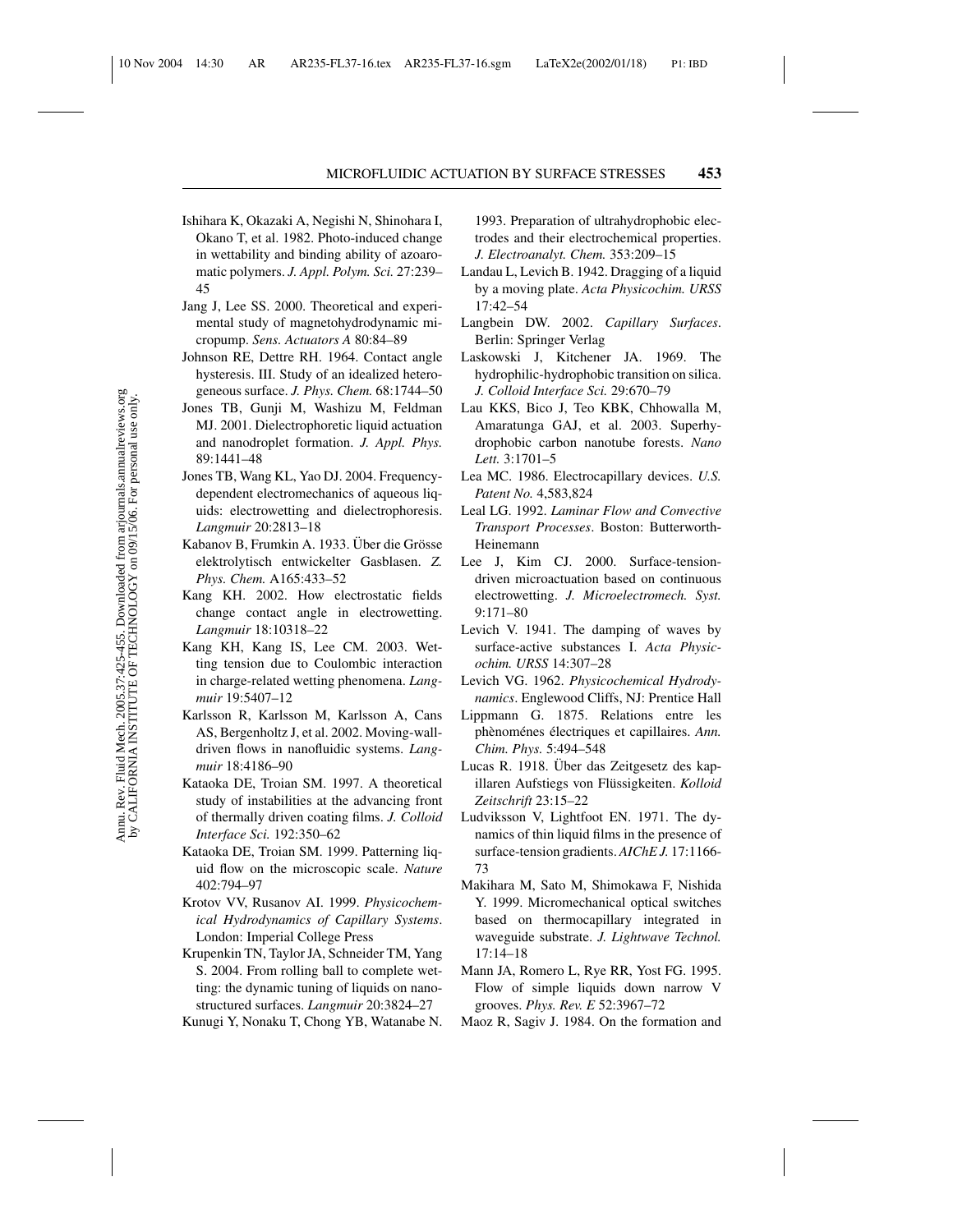Ishihara K, Okazaki A, Negishi N, Shinohara I, Okano T, et al. 1982. Photo-induced change in wettability and binding ability of azoaromatic polymers. *J. Appl. Polym. Sci.* 27:239–45

Jang J, Lee SS. 2000. Theoretical and experimental study of magnetohydrodynamic micropump. *Sens. Actuators A* 80:84–89

Johnson RE, Dettre RH. 1964. Contact angle hysteresis. III. Study of an idealized heterogeneous surface. *J. Phys. Chem.* 68:1744–50

Jones TB, Gunji M, Washizu M, Feldman MJ. 2001. Dielectrophoretic liquid actuation and nanodroplet formation. *J. Appl. Phys.* 89:1441–48

Jones TB, Wang KL, Yao DJ. 2004. Frequency-dependent electromechanics of aqueous liquids: electrowetting and dielectrophoresis. *Langmuir* 20:2813–18

Kabanov B, Frumkin A. 1933. Über die Grösse elektrolytisch entwickelter Gasblasen. *Z. Phys. Chem.* A165:433–52

Kang KH. 2002. How electrostatic fields change contact angle in electrowetting. *Langmuir* 18:10318–22

Kang KH, Kang IS, Lee CM. 2003. Wetting tension due to Coulombic interaction in charge-related wetting phenomena. *Langmuir* 19:5407–12

Karlsson R, Karlsson M, Karlsson A, Cans AS, Bergenholtz J, et al. 2002. Moving-wall-driven flows in nanofluidic systems. *Langmuir* 18:4186–90

Kataoka DE, Troian SM. 1997. A theoretical study of instabilities at the advancing front of thermally driven coating films. *J. Colloid Interface Sci.* 192:350–62

Kataoka DE, Troian SM. 1999. Patterning liquid flow on the microscopic scale. *Nature* 402:794–97

Krotov VV, Rusanov AI. 1999. *Physicochemical Hydrodynamics of Capillary Systems*. London: Imperial College Press

Krupenkin TN, Taylor JA, Schneider TM, Yang S. 2004. From rolling ball to complete wetting: the dynamic tuning of liquids on nanostructured surfaces. *Langmuir* 20:3824–27

Kunugi Y, Nonaku T, Chong YB, Watanabe N. 1993. Preparation of ultrahydrophobic electrodes and their electrochemical properties. *J. Electroanalyt. Chem.* 353:209–15

Landau L, Levich B. 1942. Dragging of a liquid by a moving plate. *Acta Physicochim. URSS* 17:42–54

Langbein DW. 2002. *Capillary Surfaces*. Berlin: Springer Verlag

Laskowski J, Kitchener JA. 1969. The hydrophilic-hydrophobic transition on silica. *J. Colloid Interface Sci.* 29:670–79

Lau KKS, Bico J, Teo KBK, Chhowalla M, Amaratunga GAJ, et al. 2003. Superhydrophobic carbon nanotube forests. *Nano Lett.* 3:1701–5

Lea MC. 1986. Electrocapillary devices. *U.S. Patent No.* 4,583,824

Leal LG. 1992. *Laminar Flow and Convective Transport Processes*. Boston: Butterworth-Heinemann

Lee J, Kim CJ. 2000. Surface-tension-driven microactuation based on continuous electrowetting. *J. Microelectromech. Syst.* 9:171–80

Levich V. 1941. The damping of waves by surface-active substances I. *Acta Physicochim. URSS* 14:307–28

Levich VG. 1962. *Physicochemical Hydrodynamics*. Englewood Cliffs, NJ: Prentice Hall

Lippmann G. 1875. Relations entre les phènoménes électriques et capillaires. *Ann. Chim. Phys.* 5:494–548

Lucas R. 1918. Über das Zeitgesetz des kapillaren Aufstiegs von Flüssigkeiten. *Kolloid Zeitschrift* 23:15–22

Ludviksson V, Lightfoot EN. 1971. The dynamics of thin liquid films in the presence of surface-tension gradients. *AIChE J.* 17:1166-73

Makihara M, Sato M, Shimokawa F, Nishida Y. 1999. Micromechanical optical switches based on thermocapillary integrated in waveguide substrate. *J. Lightwave Technol.* 17:14–18

Mann JA, Romero L, Rye RR, Yost FG. 1995. Flow of simple liquids down narrow V grooves. *Phys. Rev. E* 52:3967–72

Maoz R, Sagiv J. 1984. On the formation and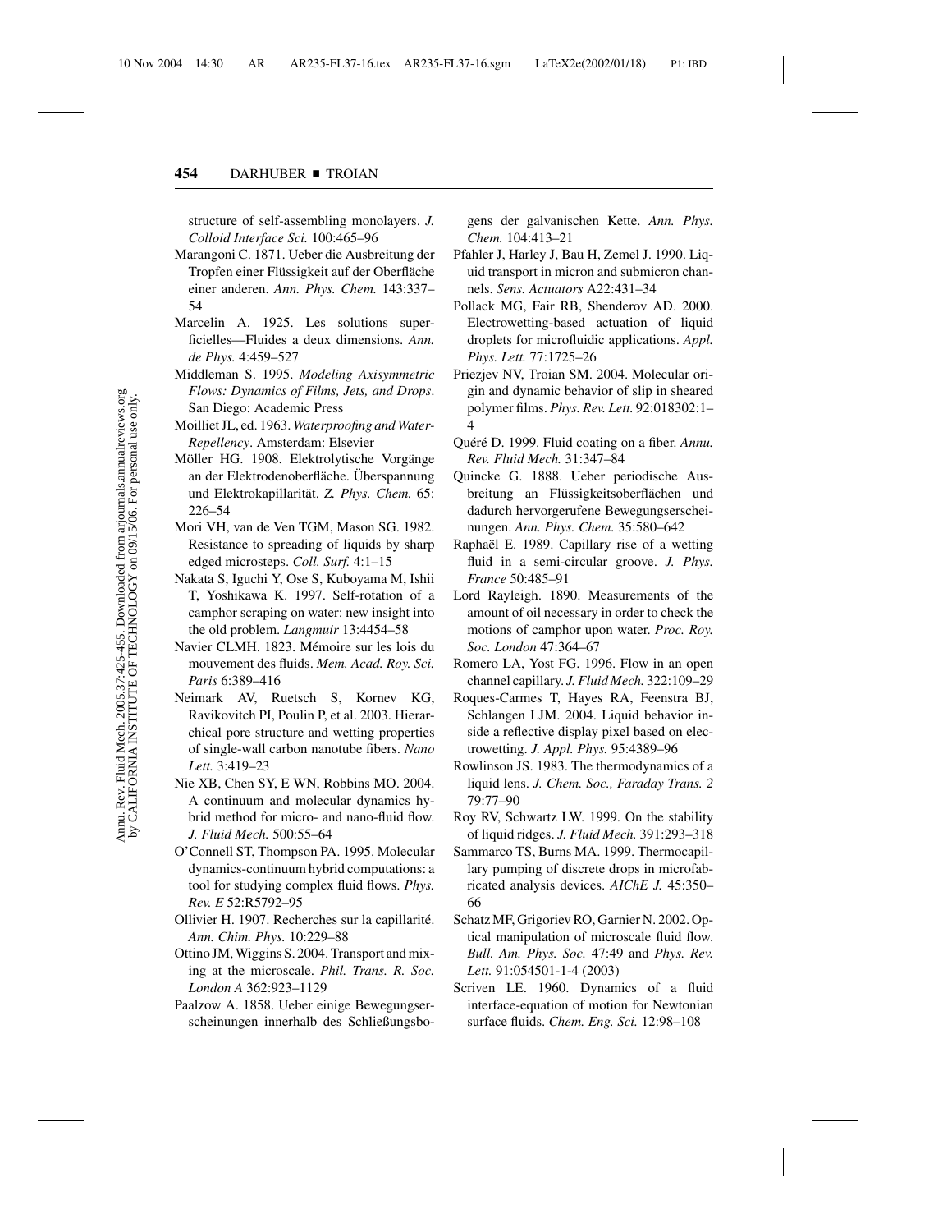structure of self-assembling monolayers. *J. Colloid Interface Sci.* 100:465–96

Marangoni C. 1871. Ueber die Ausbreitung der Tropfen einer Flüssigkeit auf der Oberfläche einer anderen. *Ann. Phys. Chem.* 143:337–54

Marcelin A. 1925. Les solutions superficielles—Fluides a deux dimensions. *Ann. de Phys.* 4:459–527

Middleman S. 1995. *Modeling Axisymmetric Flows: Dynamics of Films, Jets, and Drops*. San Diego: Academic Press

Moilliet JL, ed. 1963. *Waterproofing and Water-Repellency*. Amsterdam: Elsevier

Möller HG. 1908. Elektrolytische Vorgänge an der Elektrodenoberfläche. Überspannung und Elektrokapillarität. *Z. Phys. Chem.* 65: 226–54

Mori VH, van de Ven TGM, Mason SG. 1982. Resistance to spreading of liquids by sharp edged microsteps. *Coll. Surf.* 4:1–15

Nakata S, Iguchi Y, Ose S, Kuboyama M, Ishii T, Yoshikawa K. 1997. Self-rotation of a camphor scraping on water: new insight into the old problem. *Langmuir* 13:4454–58

Navier CLMH. 1823. Mémoire sur les lois du mouvement des fluids. *Mem. Acad. Roy. Sci. Paris* 6:389–416

Neimark AV, Ruetsch S, Kornev KG, Ravikovitch PI, Poulin P, et al. 2003. Hierarchical pore structure and wetting properties of single-wall carbon nanotube fibers. *Nano Lett.* 3:419–23

Nie XB, Chen SY, E WN, Robbins MO. 2004. A continuum and molecular dynamics hybrid method for micro- and nano-fluid flow. *J. Fluid Mech.* 500:55–64

O'Connell ST, Thompson PA. 1995. Molecular dynamics-continuum hybrid computations: a tool for studying complex fluid flows. *Phys. Rev. E* 52:R5792–95

Ollivier H. 1907. Recherches sur la capillarité. *Ann. Chim. Phys.* 10:229–88

Ottino JM, Wiggins S. 2004. Transport and mixing at the microscale. *Phil. Trans. R. Soc. London A* 362:923–1129

Paalzow A. 1858. Ueber einige Bewegungserscheinungen innerhalb des Schließungsbogens der galvanischen Kette. *Ann. Phys. Chem.* 104:413–21

Pfahler J, Harley J, Bau H, Zemel J. 1990. Liquid transport in micron and submicron channels. *Sens. Actuators* A22:431–34

Pollack MG, Fair RB, Shenderov AD. 2000. Electrowetting-based actuation of liquid droplets for microfluidic applications. *Appl. Phys. Lett.* 77:1725–26

Priezjev NV, Troian SM. 2004. Molecular origin and dynamic behavior of slip in sheared polymer films. *Phys. Rev. Lett.* 92:018302:1–4

Quéré D. 1999. Fluid coating on a fiber. *Annu. Rev. Fluid Mech.* 31:347–84

Quincke G. 1888. Ueber periodische Ausbreitung an Flüssigkeitsoberflächen und dadurch hervorgerufene Bewegungserscheinungen. *Ann. Phys. Chem.* 35:580–642

Raphaël E. 1989. Capillary rise of a wetting fluid in a semi-circular groove. *J. Phys. France* 50:485–91

Lord Rayleigh. 1890. Measurements of the amount of oil necessary in order to check the motions of camphor upon water. *Proc. Roy. Soc. London* 47:364–67

Romero LA, Yost FG. 1996. Flow in an open channel capillary. *J. Fluid Mech.* 322:109–29

Roques-Carmes T, Hayes RA, Feenstra BJ, Schlangen LJM. 2004. Liquid behavior inside a reflective display pixel based on electrowetting. *J. Appl. Phys.* 95:4389–96

Rowlinson JS. 1983. The thermodynamics of a liquid lens. *J. Chem. Soc., Faraday Trans. 2* 79:77–90

Roy RV, Schwartz LW. 1999. On the stability of liquid ridges. *J. Fluid Mech.* 391:293–318

Sammarco TS, Burns MA. 1999. Thermocapillary pumping of discrete drops in microfabricated analysis devices. *AIChE J.* 45:350–66

Schatz MF, Grigoriev RO, Garnier N. 2002. Optical manipulation of microscale fluid flow. *Bull. Am. Phys. Soc.* 47:49 and *Phys. Rev. Lett.* 91:054501-1-4 (2003)

Scriven LE. 1960. Dynamics of a fluid interface-equation of motion for Newtonian surface fluids. *Chem. Eng. Sci.* 12:98–108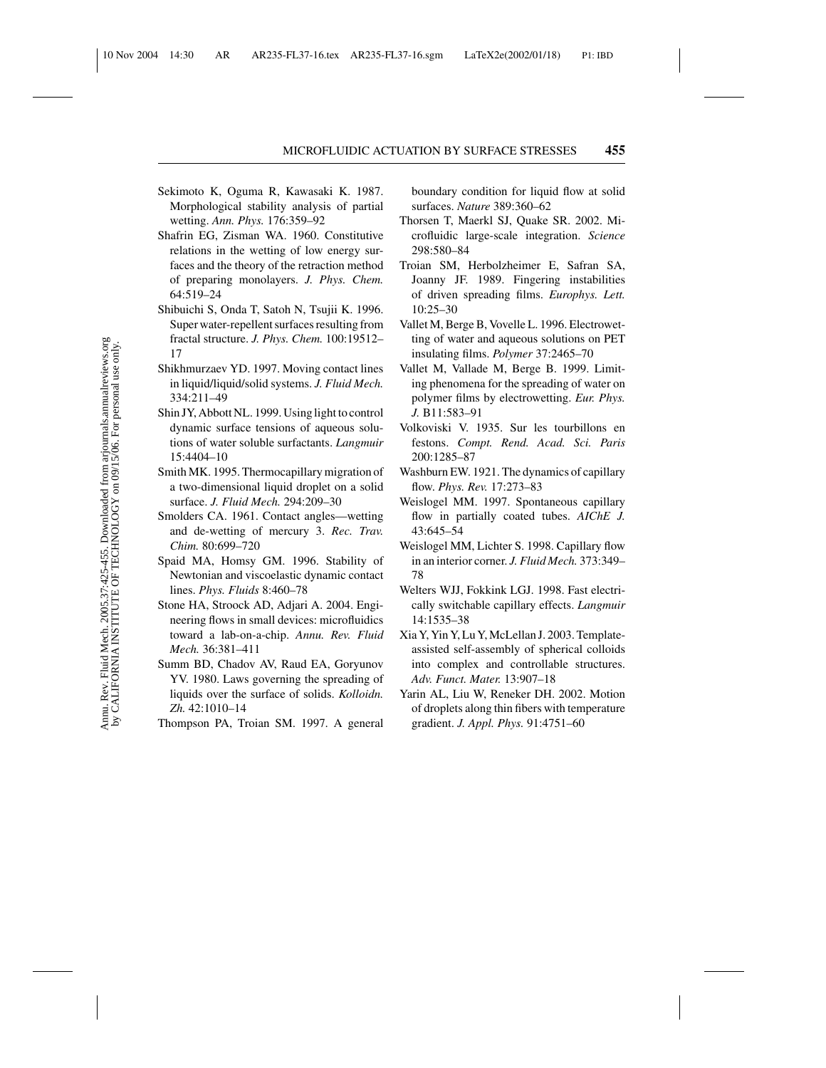Sekimoto K, Oguma R, Kawasaki K. 1987. Morphological stability analysis of partial wetting. *Ann. Phys.* 176:359–92

Shafrin EG, Zisman WA. 1960. Constitutive relations in the wetting of low energy surfaces and the theory of the retraction method of preparing monolayers. *J. Phys. Chem.* 64:519–24

Shibuichi S, Onda T, Satoh N, Tsujii K. 1996. Super water-repellent surfaces resulting from fractal structure. *J. Phys. Chem.* 100:19512–17

Shikhmurzaev YD. 1997. Moving contact lines in liquid/liquid/solid systems. *J. Fluid Mech.* 334:211–49

Shin JY, Abbott NL. 1999. Using light to control dynamic surface tensions of aqueous solutions of water soluble surfactants. *Langmuir* 15:4404–10

Smith MK. 1995. Thermocapillary migration of a two-dimensional liquid droplet on a solid surface. *J. Fluid Mech.* 294:209–30

Smolders CA. 1961. Contact angles—wetting and de-wetting of mercury 3. *Rec. Trav. Chim.* 80:699–720

Spaid MA, Homsy GM. 1996. Stability of Newtonian and viscoelastic dynamic contact lines. *Phys. Fluids* 8:460–78

Stone HA, Stroock AD, Adjari A. 2004. Engineering flows in small devices: microfluidics toward a lab-on-a-chip. *Annu. Rev. Fluid Mech.* 36:381–411

Summ BD, Chadov AV, Raud EA, Goryunov YV. 1980. Laws governing the spreading of liquids over the surface of solids. *Kolloidn. Zh.* 42:1010–14

Thompson PA, Troian SM. 1997. A general boundary condition for liquid flow at solid surfaces. *Nature* 389:360–62

Thorsen T, Maerkl SJ, Quake SR. 2002. Microfluidic large-scale integration. *Science* 298:580–84

Troian SM, Herbolzheimer E, Safran SA, Joanny JF. 1989. Fingering instabilities of driven spreading films. *Europhys. Lett.* 10:25–30

Vallet M, Berge B, Vovelle L. 1996. Electrowetting of water and aqueous solutions on PET insulating films. *Polymer* 37:2465–70

Vallet M, Vallade M, Berge B. 1999. Limiting phenomena for the spreading of water on polymer films by electrowetting. *Eur. Phys. J.* B11:583–91

Volkoviski V. 1935. Sur les tourbillons en festons. *Compt. Rend. Acad. Sci. Paris* 200:1285–87

Washburn EW. 1921. The dynamics of capillary flow. *Phys. Rev.* 17:273–83

Weislogel MM. 1997. Spontaneous capillary flow in partially coated tubes. *AIChE J.* 43:645–54

Weislogel MM, Lichter S. 1998. Capillary flow in an interior corner. *J. Fluid Mech.* 373:349–78

Welters WJJ, Fokkink LGJ. 1998. Fast electrically switchable capillary effects. *Langmuir* 14:1535–38

Xia Y, Yin Y, Lu Y, McLellan J. 2003. Template-assisted self-assembly of spherical colloids into complex and controllable structures. *Adv. Funct. Mater.* 13:907–18

Yarin AL, Liu W, Reneker DH. 2002. Motion of droplets along thin fibers with temperature gradient. *J. Appl. Phys.* 91:4751–60